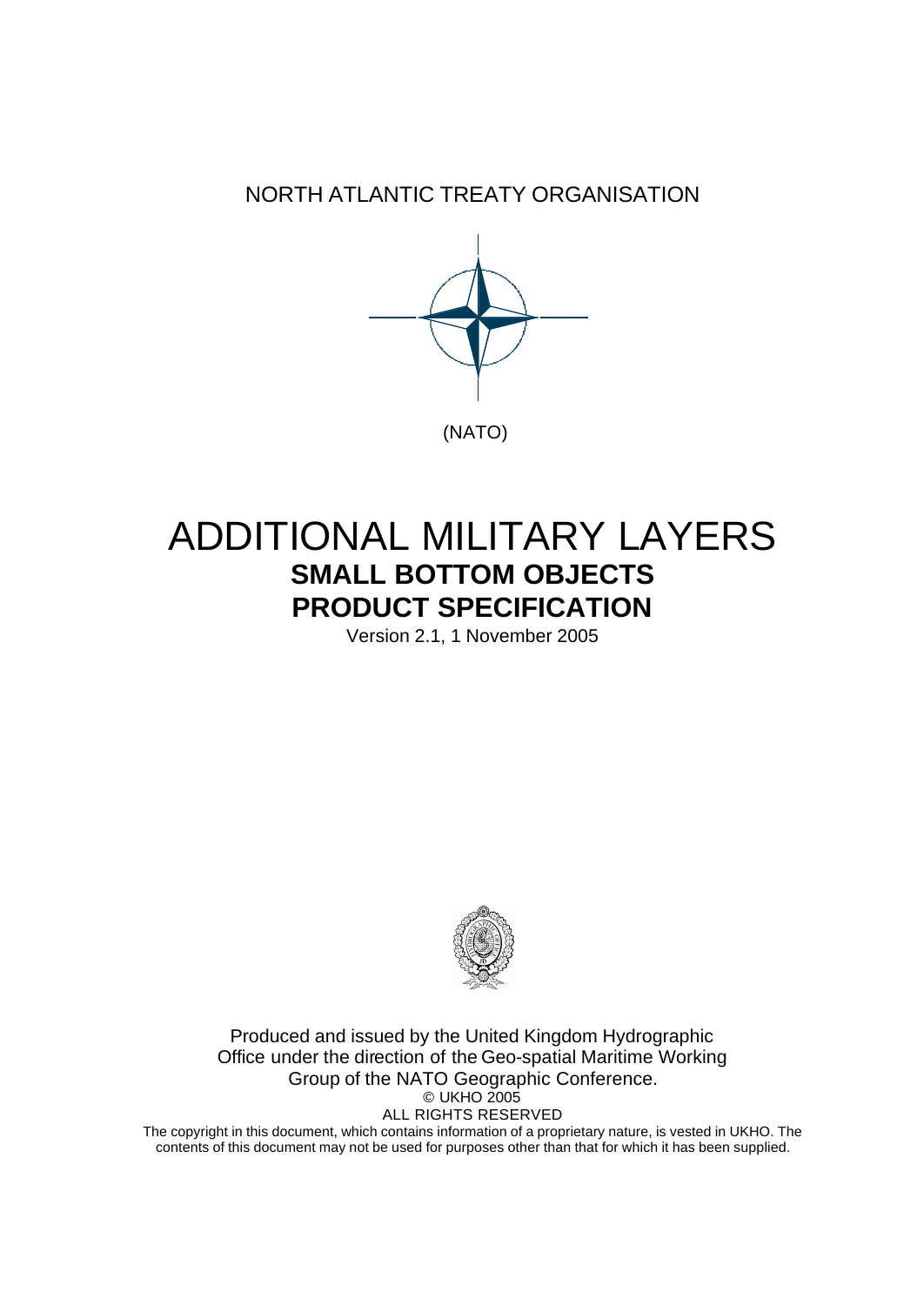NORTH ATLANTIC TREATY ORGANISATION

(NATO)

# ADDITIONAL MILITARY LAYERS

## SMALL BOTTOM OBJECTS

## PRODUCT SPECIFICATION

Version 2.1, 1 November 2005

Produced and issued by the United Kingdom Hydrographic Office under the direction of the Geo-spatial Maritime Working Group of the NATO Geographic Conference.

© UKHO 2005

ALL RIGHTS RESERVED

The copyright in this document, which contains information of a proprietary nature, is vested in UKHO. The contents of this document may not be used for purposes other than that for which it has been supplied.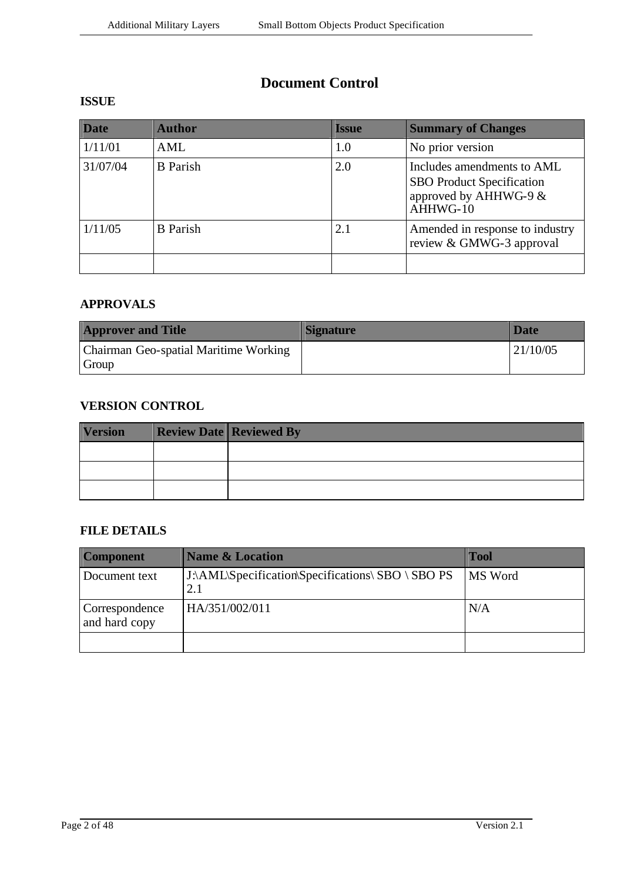# Document Control

## ISSUE

| Date | Author | Issue | Summary of Changes |
|---|---|---|---|
| 1/11/01 | AML | 1.0 | No prior version |
| 31/07/04 | B Parish | 2.0 | Includes amendments to AML SBO Product Specification approved by AHHWG-9 & AHHWG-10 |
| 1/11/05 | B Parish | 2.1 | Amended in response to industry review & GMWG-3 approval |
| | | | |

## APPROVALS

| Approver and Title | Signature | Date |
|---|---|---|
| Chairman Geo-spatial Maritime Working Group | | 21/10/05 |

## VERSION CONTROL

| Version | Review Date | Reviewed By |
|---|---|---|
| | | |
| | | |
| | | |

## FILE DETAILS

| Component | Name & Location | Tool |
|---|---|---|
| Document text | J:\AML\Specification\Specifications\ SBO \ SBO PS 2.1 | MS Word |
| Correspondence and hard copy | HA/351/002/011 | N/A |
| | | |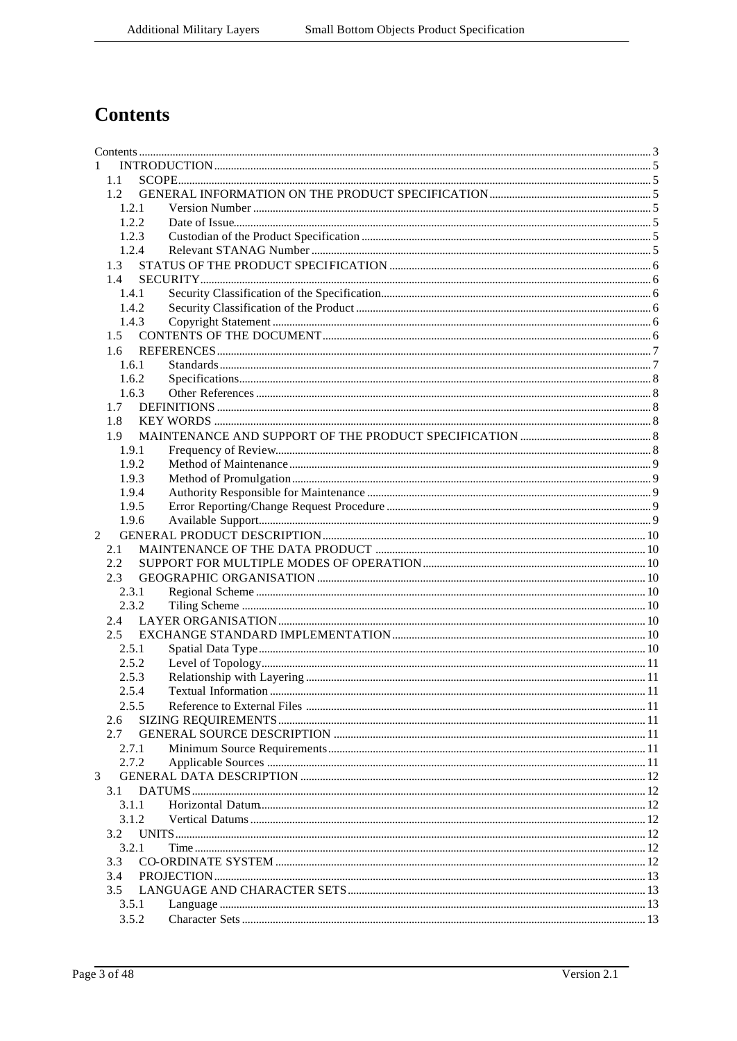# Contents

Contents .......... 3
1 INTRODUCTION .......... 5
  1.1 SCOPE .......... 5
  1.2 GENERAL INFORMATION ON THE PRODUCT SPECIFICATION .......... 5
    1.2.1 Version Number .......... 5
    1.2.2 Date of Issue .......... 5
    1.2.3 Custodian of the Product Specification .......... 5
    1.2.4 Relevant STANAG Number .......... 5
  1.3 STATUS OF THE PRODUCT SPECIFICATION .......... 6
  1.4 SECURITY .......... 6
    1.4.1 Security Classification of the Specification .......... 6
    1.4.2 Security Classification of the Product .......... 6
    1.4.3 Copyright Statement .......... 6
  1.5 CONTENTS OF THE DOCUMENT .......... 6
  1.6 REFERENCES .......... 7
    1.6.1 Standards .......... 7
    1.6.2 Specifications .......... 8
    1.6.3 Other References .......... 8
  1.7 DEFINITIONS .......... 8
  1.8 KEY WORDS .......... 8
  1.9 MAINTENANCE AND SUPPORT OF THE PRODUCT SPECIFICATION .......... 8
    1.9.1 Frequency of Review .......... 8
    1.9.2 Method of Maintenance .......... 9
    1.9.3 Method of Promulgation .......... 9
    1.9.4 Authority Responsible for Maintenance .......... 9
    1.9.5 Error Reporting/Change Request Procedure .......... 9
    1.9.6 Available Support .......... 9
2 GENERAL PRODUCT DESCRIPTION .......... 10
  2.1 MAINTENANCE OF THE DATA PRODUCT .......... 10
  2.2 SUPPORT FOR MULTIPLE MODES OF OPERATION .......... 10
  2.3 GEOGRAPHIC ORGANISATION .......... 10
    2.3.1 Regional Scheme .......... 10
    2.3.2 Tiling Scheme .......... 10
  2.4 LAYER ORGANISATION .......... 10
  2.5 EXCHANGE STANDARD IMPLEMENTATION .......... 10
    2.5.1 Spatial Data Type .......... 10
    2.5.2 Level of Topology .......... 11
    2.5.3 Relationship with Layering .......... 11
    2.5.4 Textual Information .......... 11
    2.5.5 Reference to External Files .......... 11
  2.6 SIZING REQUIREMENTS .......... 11
  2.7 GENERAL SOURCE DESCRIPTION .......... 11
    2.7.1 Minimum Source Requirements .......... 11
    2.7.2 Applicable Sources .......... 11
3 GENERAL DATA DESCRIPTION .......... 12
  3.1 DATUMS .......... 12
    3.1.1 Horizontal Datum .......... 12
    3.1.2 Vertical Datums .......... 12
  3.2 UNITS .......... 12
    3.2.1 Time .......... 12
  3.3 CO-ORDINATE SYSTEM .......... 12
  3.4 PROJECTION .......... 13
  3.5 LANGUAGE AND CHARACTER SETS .......... 13
    3.5.1 Language .......... 13
    3.5.2 Character Sets .......... 13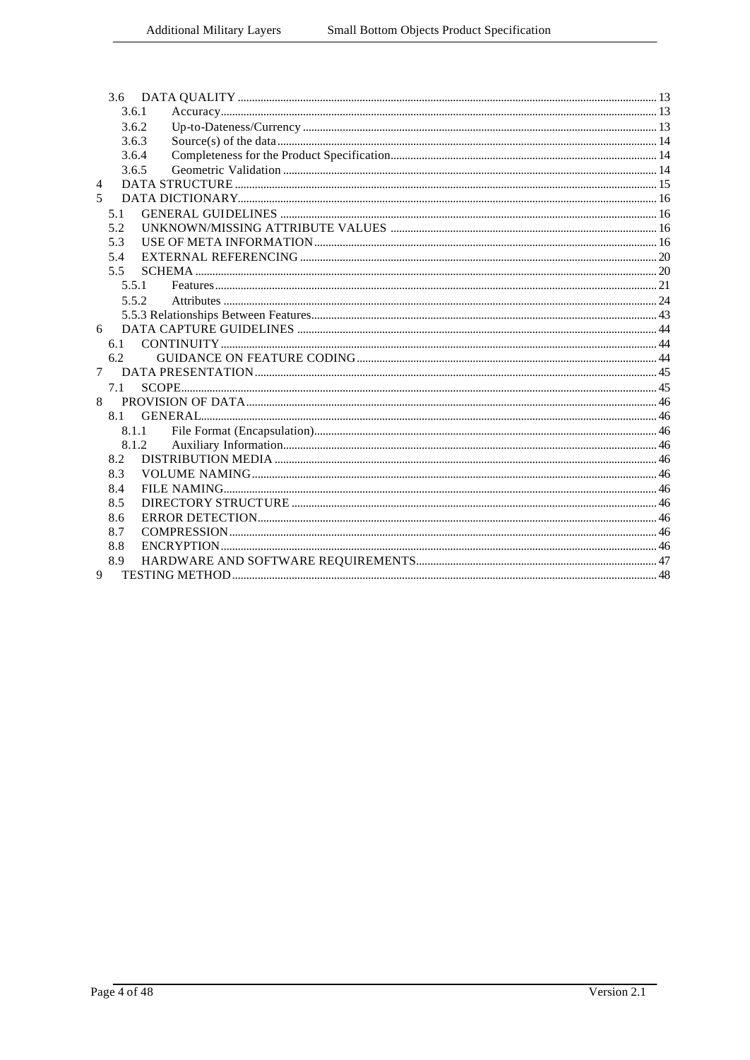3.6 DATA QUALITY ........ 13
 3.6.1 Accuracy ........ 13
 3.6.2 Up-to-Dateness/Currency ........ 13
 3.6.3 Source(s) of the data ........ 14
 3.6.4 Completeness for the Product Specification ........ 14
 3.6.5 Geometric Validation ........ 14
4 DATA STRUCTURE ........ 15
5 DATA DICTIONARY ........ 16
 5.1 GENERAL GUIDELINES ........ 16
 5.2 UNKNOWN/MISSING ATTRIBUTE VALUES ........ 16
 5.3 USE OF META INFORMATION ........ 16
 5.4 EXTERNAL REFERENCING ........ 20
 5.5 SCHEMA ........ 20
 5.5.1 Features ........ 21
 5.5.2 Attributes ........ 24
 5.5.3 Relationships Between Features ........ 43
6 DATA CAPTURE GUIDELINES ........ 44
 6.1 CONTINUITY ........ 44
 6.2 GUIDANCE ON FEATURE CODING ........ 44
7 DATA PRESENTATION ........ 45
 7.1 SCOPE ........ 45
8 PROVISION OF DATA ........ 46
 8.1 GENERAL ........ 46
 8.1.1 File Format (Encapsulation) ........ 46
 8.1.2 Auxiliary Information ........ 46
 8.2 DISTRIBUTION MEDIA ........ 46
 8.3 VOLUME NAMING ........ 46
 8.4 FILE NAMING ........ 46
 8.5 DIRECTORY STRUCTURE ........ 46
 8.6 ERROR DETECTION ........ 46
 8.7 COMPRESSION ........ 46
 8.8 ENCRYPTION ........ 46
 8.9 HARDWARE AND SOFTWARE REQUIREMENTS ........ 47
9 TESTING METHOD ........ 48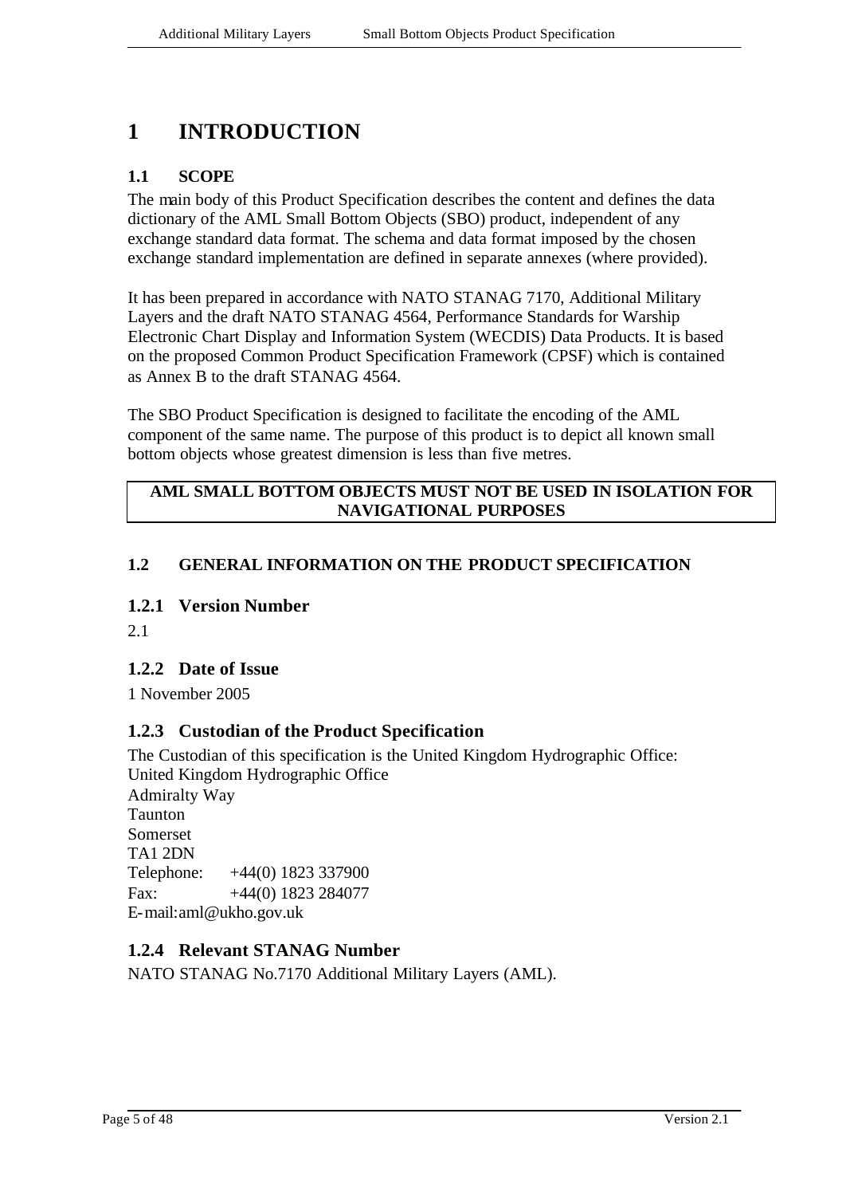# 1 INTRODUCTION

## 1.1 SCOPE

The main body of this Product Specification describes the content and defines the data dictionary of the AML Small Bottom Objects (SBO) product, independent of any exchange standard data format. The schema and data format imposed by the chosen exchange standard implementation are defined in separate annexes (where provided).

It has been prepared in accordance with NATO STANAG 7170, Additional Military Layers and the draft NATO STANAG 4564, Performance Standards for Warship Electronic Chart Display and Information System (WECDIS) Data Products. It is based on the proposed Common Product Specification Framework (CPSF) which is contained as Annex B to the draft STANAG 4564.

The SBO Product Specification is designed to facilitate the encoding of the AML component of the same name. The purpose of this product is to depict all known small bottom objects whose greatest dimension is less than five metres.

| **AML SMALL BOTTOM OBJECTS MUST NOT BE USED IN ISOLATION FOR NAVIGATIONAL PURPOSES** |
| --- |

## 1.2 GENERAL INFORMATION ON THE PRODUCT SPECIFICATION

### 1.2.1 Version Number

2.1

### 1.2.2 Date of Issue

1 November 2005

### 1.2.3 Custodian of the Product Specification

The Custodian of this specification is the United Kingdom Hydrographic Office:
United Kingdom Hydrographic Office
Admiralty Way
Taunton
Somerset
TA1 2DN
Telephone: +44(0) 1823 337900
Fax: +44(0) 1823 284077
E-mail: aml@ukho.gov.uk

### 1.2.4 Relevant STANAG Number

NATO STANAG No.7170 Additional Military Layers (AML).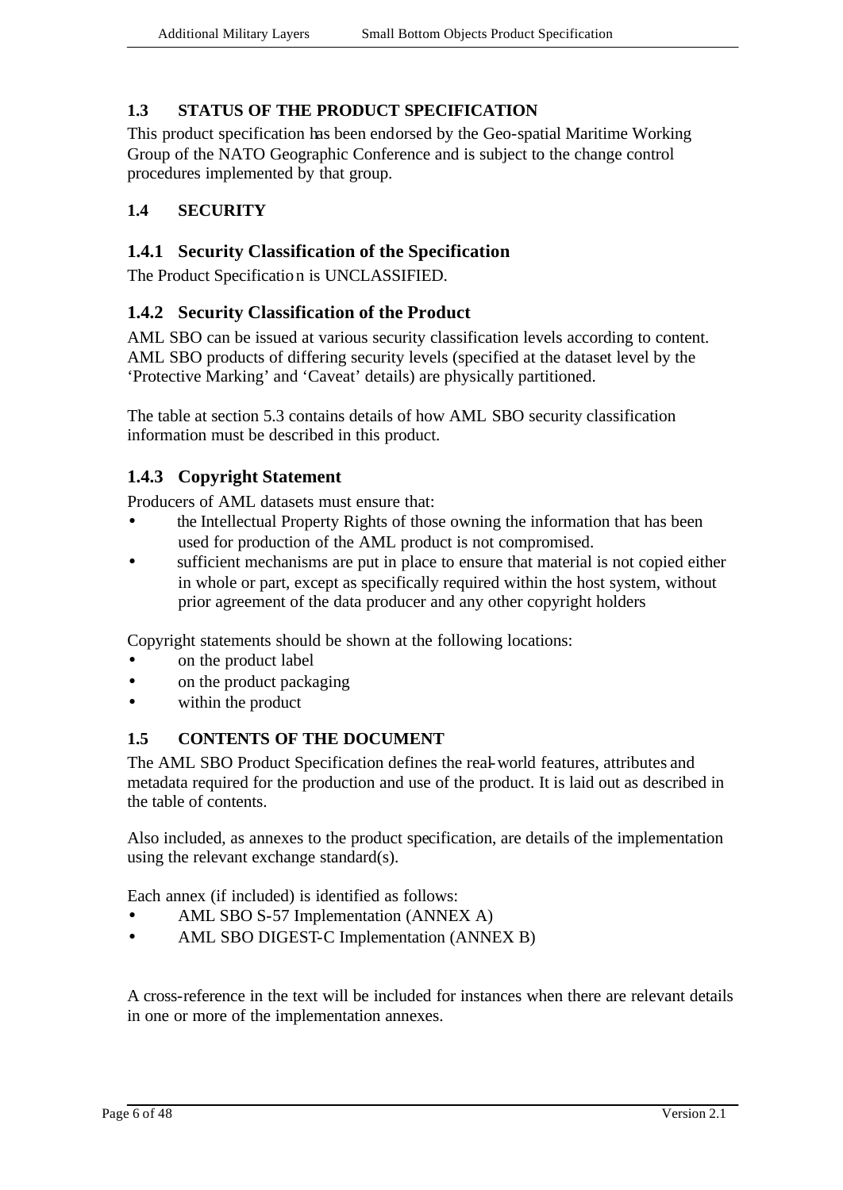## 1.3 STATUS OF THE PRODUCT SPECIFICATION

This product specification has been endorsed by the Geo-spatial Maritime Working Group of the NATO Geographic Conference and is subject to the change control procedures implemented by that group.

## 1.4 SECURITY

### 1.4.1 Security Classification of the Specification

The Product Specification is UNCLASSIFIED.

### 1.4.2 Security Classification of the Product

AML SBO can be issued at various security classification levels according to content. AML SBO products of differing security levels (specified at the dataset level by the 'Protective Marking' and 'Caveat' details) are physically partitioned.

The table at section 5.3 contains details of how AML SBO security classification information must be described in this product.

### 1.4.3 Copyright Statement

Producers of AML datasets must ensure that:

- the Intellectual Property Rights of those owning the information that has been used for production of the AML product is not compromised.
- sufficient mechanisms are put in place to ensure that material is not copied either in whole or part, except as specifically required within the host system, without prior agreement of the data producer and any other copyright holders

Copyright statements should be shown at the following locations:

- on the product label
- on the product packaging
- within the product

## 1.5 CONTENTS OF THE DOCUMENT

The AML SBO Product Specification defines the real-world features, attributes and metadata required for the production and use of the product. It is laid out as described in the table of contents.

Also included, as annexes to the product specification, are details of the implementation using the relevant exchange standard(s).

Each annex (if included) is identified as follows:

- AML SBO S-57 Implementation (ANNEX A)
- AML SBO DIGEST-C Implementation (ANNEX B)

A cross-reference in the text will be included for instances when there are relevant details in one or more of the implementation annexes.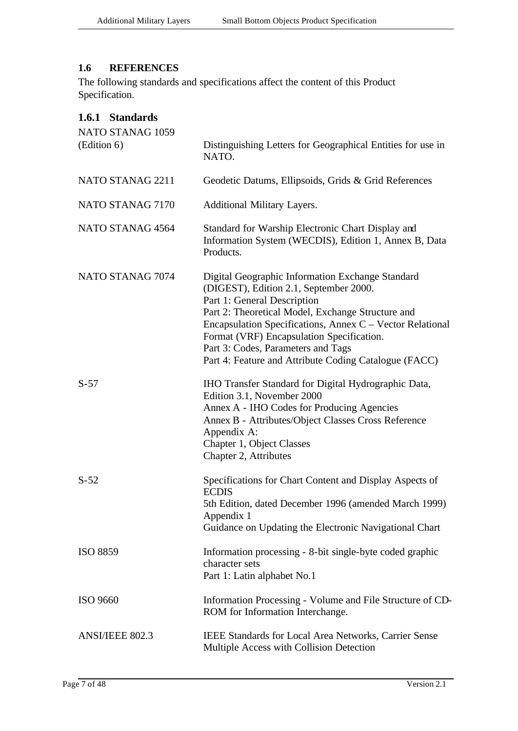## 1.6 REFERENCES

The following standards and specifications affect the content of this Product Specification.

### 1.6.1 Standards

| | |
|---|---|
| NATO STANAG 1059 (Edition 6) | Distinguishing Letters for Geographical Entities for use in NATO. |
| NATO STANAG 2211 | Geodetic Datums, Ellipsoids, Grids & Grid References |
| NATO STANAG 7170 | Additional Military Layers. |
| NATO STANAG 4564 | Standard for Warship Electronic Chart Display and Information System (WECDIS), Edition 1, Annex B, Data Products. |
| NATO STANAG 7074 | Digital Geographic Information Exchange Standard (DIGEST), Edition 2.1, September 2000.<br>Part 1: General Description<br>Part 2: Theoretical Model, Exchange Structure and Encapsulation Specifications, Annex C – Vector Relational Format (VRF) Encapsulation Specification.<br>Part 3: Codes, Parameters and Tags<br>Part 4: Feature and Attribute Coding Catalogue (FACC) |
| S-57 | IHO Transfer Standard for Digital Hydrographic Data, Edition 3.1, November 2000<br>Annex A - IHO Codes for Producing Agencies<br>Annex B - Attributes/Object Classes Cross Reference<br>Appendix A:<br>Chapter 1, Object Classes<br>Chapter 2, Attributes |
| S-52 | Specifications for Chart Content and Display Aspects of ECDIS<br>5th Edition, dated December 1996 (amended March 1999)<br>Appendix 1<br>Guidance on Updating the Electronic Navigational Chart |
| ISO 8859 | Information processing - 8-bit single-byte coded graphic character sets<br>Part 1: Latin alphabet No.1 |
| ISO 9660 | Information Processing - Volume and File Structure of CD-ROM for Information Interchange. |
| ANSI/IEEE 802.3 | IEEE Standards for Local Area Networks, Carrier Sense Multiple Access with Collision Detection |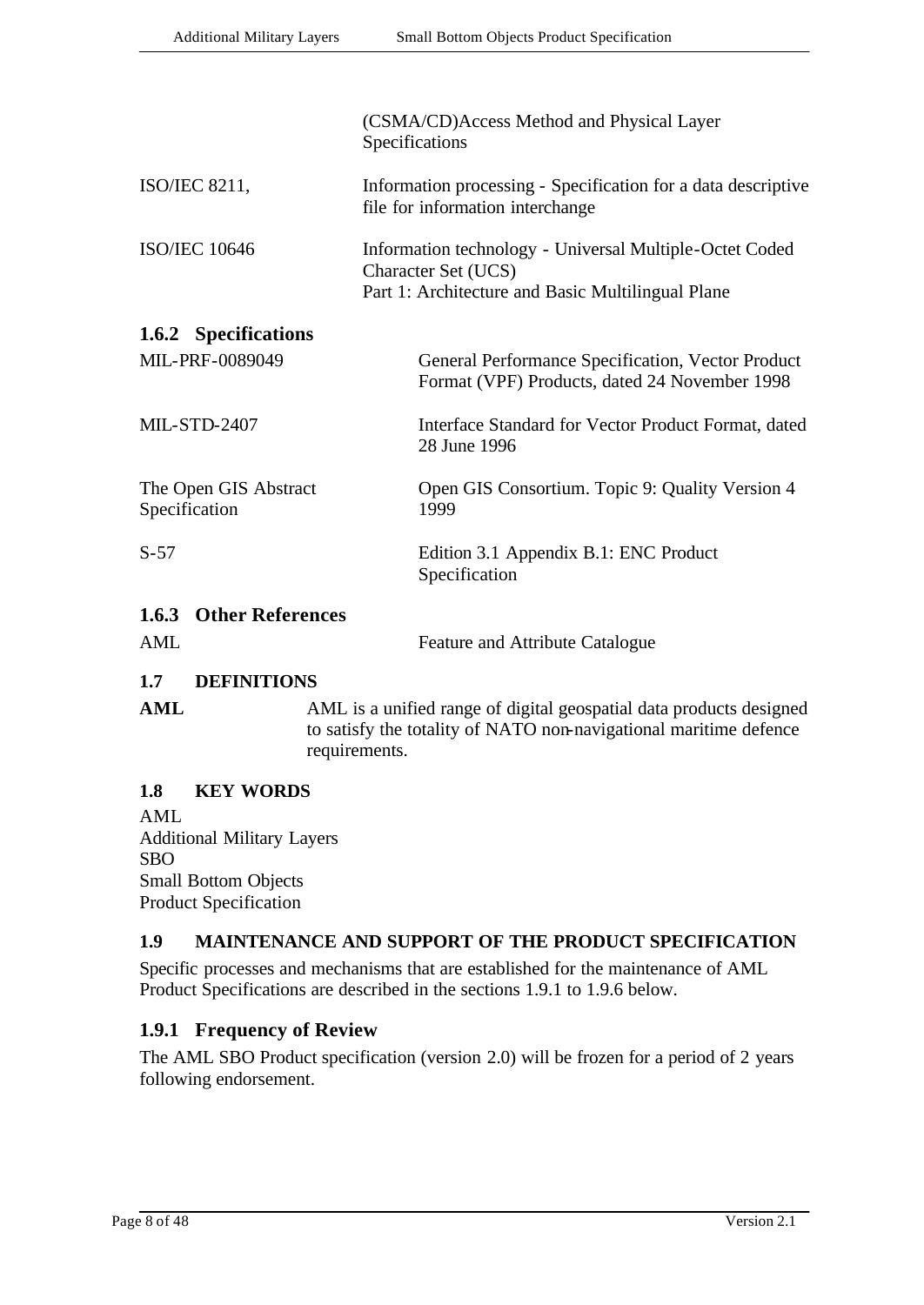| | |
|---|---|
| | (CSMA/CD)Access Method and Physical Layer Specifications |
| ISO/IEC 8211, | Information processing - Specification for a data descriptive file for information interchange |
| ISO/IEC 10646 | Information technology - Universal Multiple-Octet Coded Character Set (UCS)<br>Part 1: Architecture and Basic Multilingual Plane |

### 1.6.2 Specifications

| | |
|---|---|
| MIL-PRF-0089049 | General Performance Specification, Vector Product Format (VPF) Products, dated 24 November 1998 |
| MIL-STD-2407 | Interface Standard for Vector Product Format, dated 28 June 1996 |
| The Open GIS Abstract Specification | Open GIS Consortium. Topic 9: Quality Version 4 1999 |
| S-57 | Edition 3.1 Appendix B.1: ENC Product Specification |

### 1.6.3 Other References

| | |
|---|---|
| AML | Feature and Attribute Catalogue |

## 1.7 DEFINITIONS

**AML** AML is a unified range of digital geospatial data products designed to satisfy the totality of NATO non-navigational maritime defence requirements.

## 1.8 KEY WORDS

AML
Additional Military Layers
SBO
Small Bottom Objects
Product Specification

## 1.9 MAINTENANCE AND SUPPORT OF THE PRODUCT SPECIFICATION

Specific processes and mechanisms that are established for the maintenance of AML Product Specifications are described in the sections 1.9.1 to 1.9.6 below.

### 1.9.1 Frequency of Review

The AML SBO Product specification (version 2.0) will be frozen for a period of 2 years following endorsement.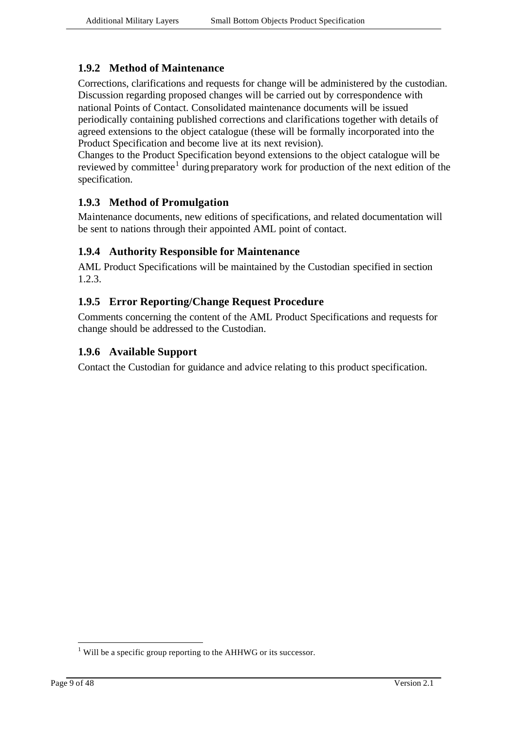### 1.9.2 Method of Maintenance

Corrections, clarifications and requests for change will be administered by the custodian. Discussion regarding proposed changes will be carried out by correspondence with national Points of Contact. Consolidated maintenance documents will be issued periodically containing published corrections and clarifications together with details of agreed extensions to the object catalogue (these will be formally incorporated into the Product Specification and become live at its next revision).

Changes to the Product Specification beyond extensions to the object catalogue will be reviewed by committee[1] during preparatory work for production of the next edition of the specification.

### 1.9.3 Method of Promulgation

Maintenance documents, new editions of specifications, and related documentation will be sent to nations through their appointed AML point of contact.

### 1.9.4 Authority Responsible for Maintenance

AML Product Specifications will be maintained by the Custodian specified in section 1.2.3.

### 1.9.5 Error Reporting/Change Request Procedure

Comments concerning the content of the AML Product Specifications and requests for change should be addressed to the Custodian.

### 1.9.6 Available Support

Contact the Custodian for guidance and advice relating to this product specification.

---

[1] Will be a specific group reporting to the AHHWG or its successor.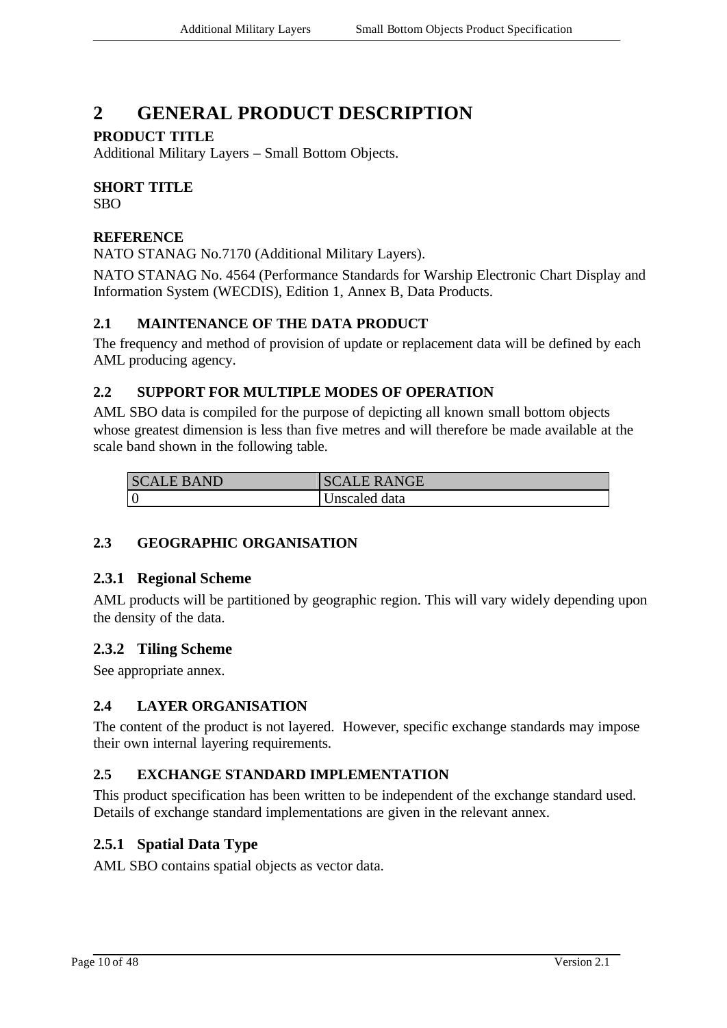# 2 GENERAL PRODUCT DESCRIPTION

**PRODUCT TITLE**

Additional Military Layers – Small Bottom Objects.

**SHORT TITLE**

SBO

**REFERENCE**

NATO STANAG No.7170 (Additional Military Layers).

NATO STANAG No. 4564 (Performance Standards for Warship Electronic Chart Display and Information System (WECDIS), Edition 1, Annex B, Data Products.

## 2.1 MAINTENANCE OF THE DATA PRODUCT

The frequency and method of provision of update or replacement data will be defined by each AML producing agency.

## 2.2 SUPPORT FOR MULTIPLE MODES OF OPERATION

AML SBO data is compiled for the purpose of depicting all known small bottom objects whose greatest dimension is less than five metres and will therefore be made available at the scale band shown in the following table.

| SCALE BAND | SCALE RANGE |
|---|---|
| 0 | Unscaled data |

## 2.3 GEOGRAPHIC ORGANISATION

### 2.3.1 Regional Scheme

AML products will be partitioned by geographic region. This will vary widely depending upon the density of the data.

### 2.3.2 Tiling Scheme

See appropriate annex.

## 2.4 LAYER ORGANISATION

The content of the product is not layered. However, specific exchange standards may impose their own internal layering requirements.

## 2.5 EXCHANGE STANDARD IMPLEMENTATION

This product specification has been written to be independent of the exchange standard used. Details of exchange standard implementations are given in the relevant annex.

### 2.5.1 Spatial Data Type

AML SBO contains spatial objects as vector data.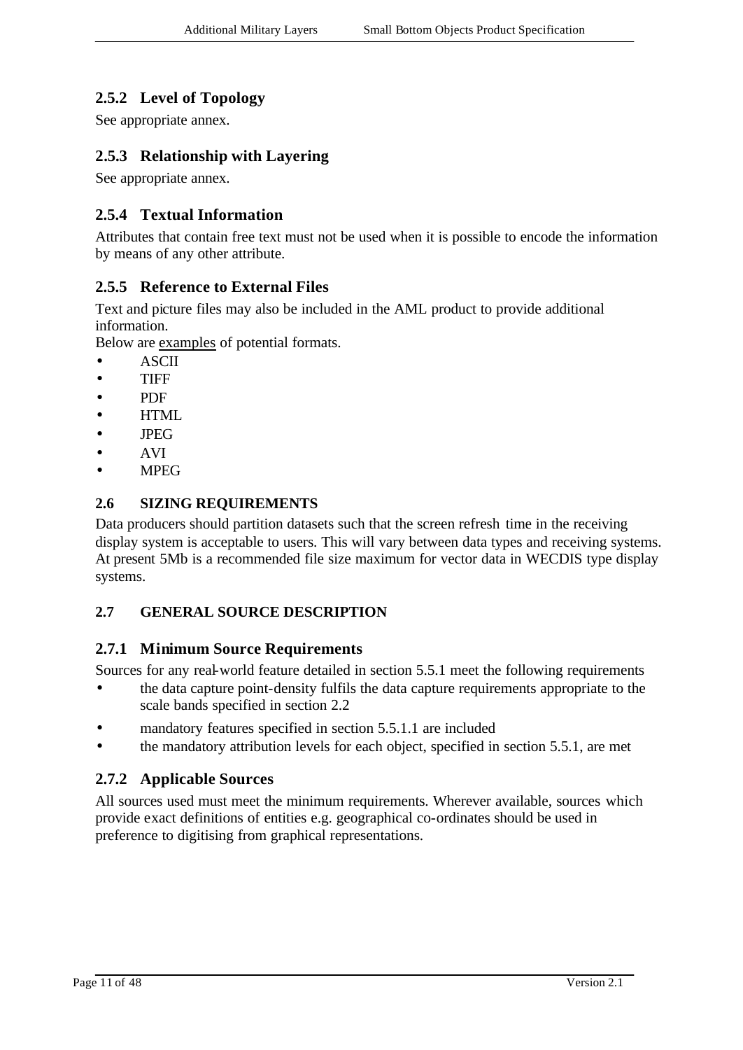### 2.5.2 Level of Topology

See appropriate annex.

### 2.5.3 Relationship with Layering

See appropriate annex.

### 2.5.4 Textual Information

Attributes that contain free text must not be used when it is possible to encode the information by means of any other attribute.

### 2.5.5 Reference to External Files

Text and picture files may also be included in the AML product to provide additional information.
Below are <u>examples</u> of potential formats.

- ASCII
- TIFF
- PDF
- HTML
- JPEG
- AVI
- MPEG

## 2.6 SIZING REQUIREMENTS

Data producers should partition datasets such that the screen refresh time in the receiving display system is acceptable to users. This will vary between data types and receiving systems. At present 5Mb is a recommended file size maximum for vector data in WECDIS type display systems.

## 2.7 GENERAL SOURCE DESCRIPTION

### 2.7.1 Minimum Source Requirements

Sources for any real-world feature detailed in section 5.5.1 meet the following requirements

- the data capture point-density fulfils the data capture requirements appropriate to the scale bands specified in section 2.2
- mandatory features specified in section 5.5.1.1 are included
- the mandatory attribution levels for each object, specified in section 5.5.1, are met

### 2.7.2 Applicable Sources

All sources used must meet the minimum requirements. Wherever available, sources which provide exact definitions of entities e.g. geographical co-ordinates should be used in preference to digitising from graphical representations.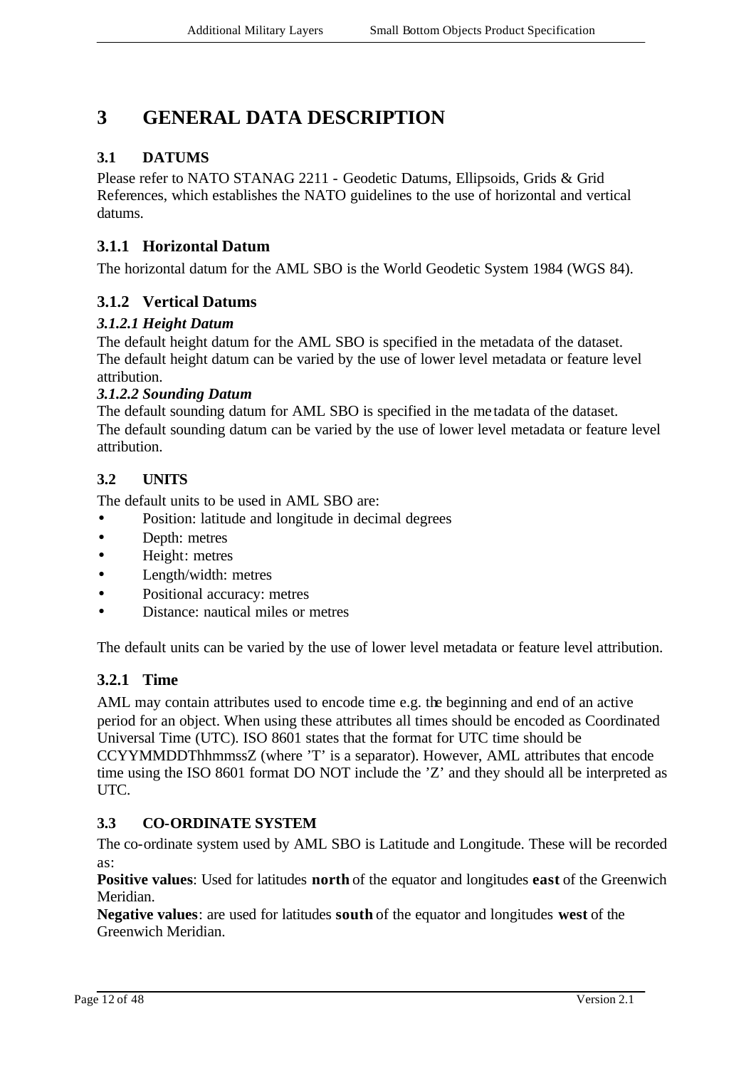# 3 GENERAL DATA DESCRIPTION

## 3.1 DATUMS

Please refer to NATO STANAG 2211 - Geodetic Datums, Ellipsoids, Grids & Grid References, which establishes the NATO guidelines to the use of horizontal and vertical datums.

### 3.1.1 Horizontal Datum

The horizontal datum for the AML SBO is the World Geodetic System 1984 (WGS 84).

### 3.1.2 Vertical Datums

#### *3.1.2.1 Height Datum*

The default height datum for the AML SBO is specified in the metadata of the dataset. The default height datum can be varied by the use of lower level metadata or feature level attribution.

#### *3.1.2.2 Sounding Datum*

The default sounding datum for AML SBO is specified in the metadata of the dataset. The default sounding datum can be varied by the use of lower level metadata or feature level attribution.

## 3.2 UNITS

The default units to be used in AML SBO are:

- Position: latitude and longitude in decimal degrees
- Depth: metres
- Height: metres
- Length/width: metres
- Positional accuracy: metres
- Distance: nautical miles or metres

The default units can be varied by the use of lower level metadata or feature level attribution.

### 3.2.1 Time

AML may contain attributes used to encode time e.g. the beginning and end of an active period for an object. When using these attributes all times should be encoded as Coordinated Universal Time (UTC). ISO 8601 states that the format for UTC time should be CCYYMMDDThhmmssZ (where 'T' is a separator). However, AML attributes that encode time using the ISO 8601 format DO NOT include the 'Z' and they should all be interpreted as UTC.

## 3.3 CO-ORDINATE SYSTEM

The co-ordinate system used by AML SBO is Latitude and Longitude. These will be recorded as:

**Positive values**: Used for latitudes **north** of the equator and longitudes **east** of the Greenwich Meridian.

**Negative values**: are used for latitudes **south** of the equator and longitudes **west** of the Greenwich Meridian.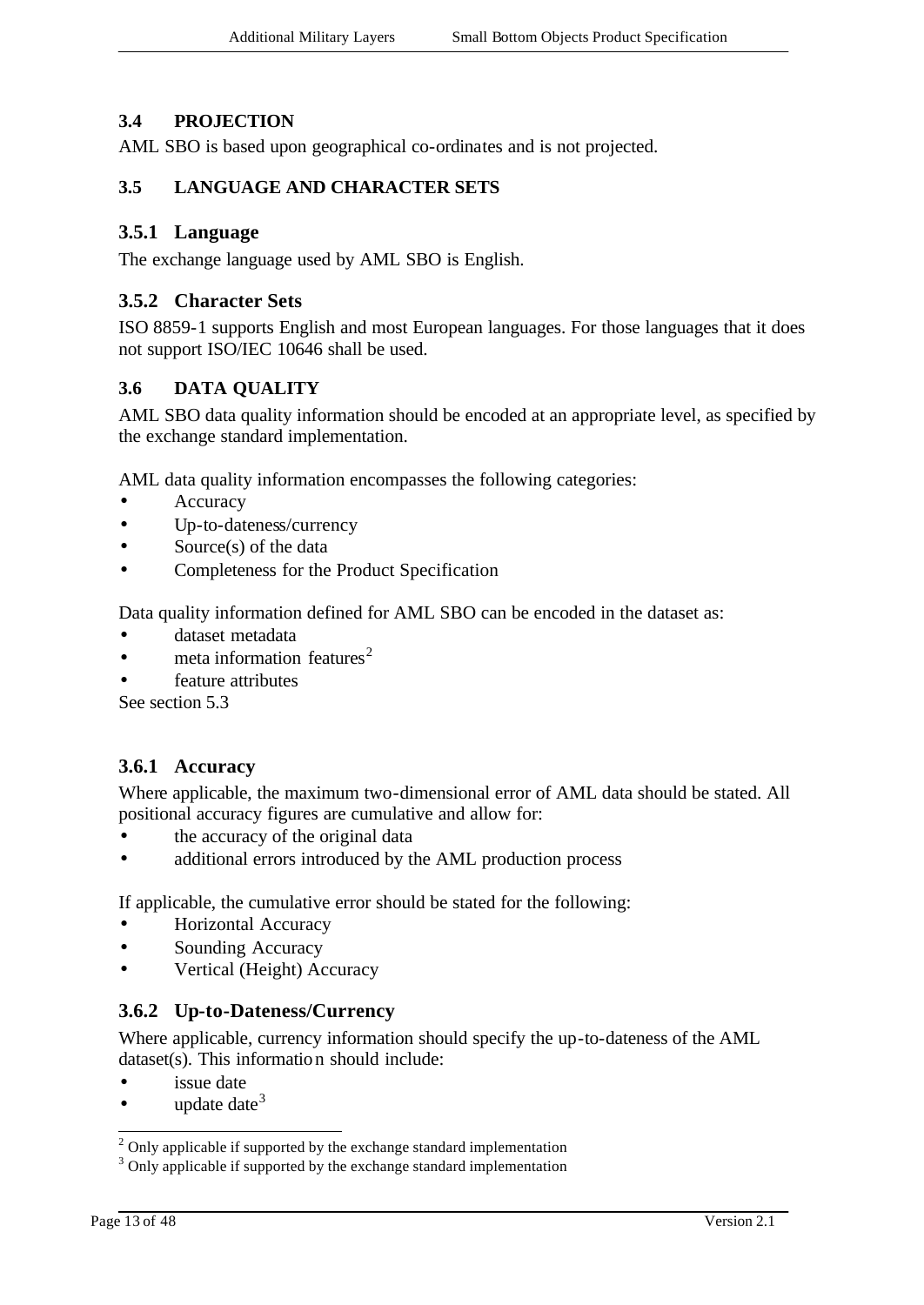### 3.4 PROJECTION

AML SBO is based upon geographical co-ordinates and is not projected.

### 3.5 LANGUAGE AND CHARACTER SETS

#### 3.5.1 Language

The exchange language used by AML SBO is English.

#### 3.5.2 Character Sets

ISO 8859-1 supports English and most European languages. For those languages that it does not support ISO/IEC 10646 shall be used.

### 3.6 DATA QUALITY

AML SBO data quality information should be encoded at an appropriate level, as specified by the exchange standard implementation.

AML data quality information encompasses the following categories:

- Accuracy
- Up-to-dateness/currency
- Source(s) of the data
- Completeness for the Product Specification

Data quality information defined for AML SBO can be encoded in the dataset as:

- dataset metadata
- meta information features[2]
- feature attributes

See section 5.3

#### 3.6.1 Accuracy

Where applicable, the maximum two-dimensional error of AML data should be stated. All positional accuracy figures are cumulative and allow for:

- the accuracy of the original data
- additional errors introduced by the AML production process

If applicable, the cumulative error should be stated for the following:

- Horizontal Accuracy
- Sounding Accuracy
- Vertical (Height) Accuracy

#### 3.6.2 Up-to-Dateness/Currency

Where applicable, currency information should specify the up-to-dateness of the AML dataset(s). This information should include:

- issue date
- update date[3]

[2] Only applicable if supported by the exchange standard implementation

[3] Only applicable if supported by the exchange standard implementation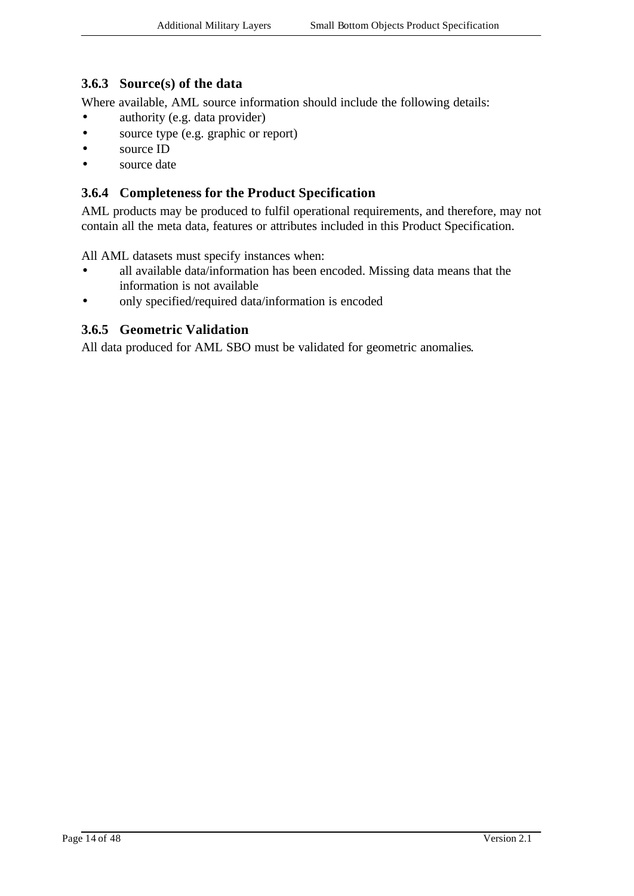### 3.6.3 Source(s) of the data

Where available, AML source information should include the following details:

- authority (e.g. data provider)
- source type (e.g. graphic or report)
- source ID
- source date

### 3.6.4 Completeness for the Product Specification

AML products may be produced to fulfil operational requirements, and therefore, may not contain all the meta data, features or attributes included in this Product Specification.

All AML datasets must specify instances when:

- all available data/information has been encoded. Missing data means that the information is not available
- only specified/required data/information is encoded

### 3.6.5 Geometric Validation

All data produced for AML SBO must be validated for geometric anomalies.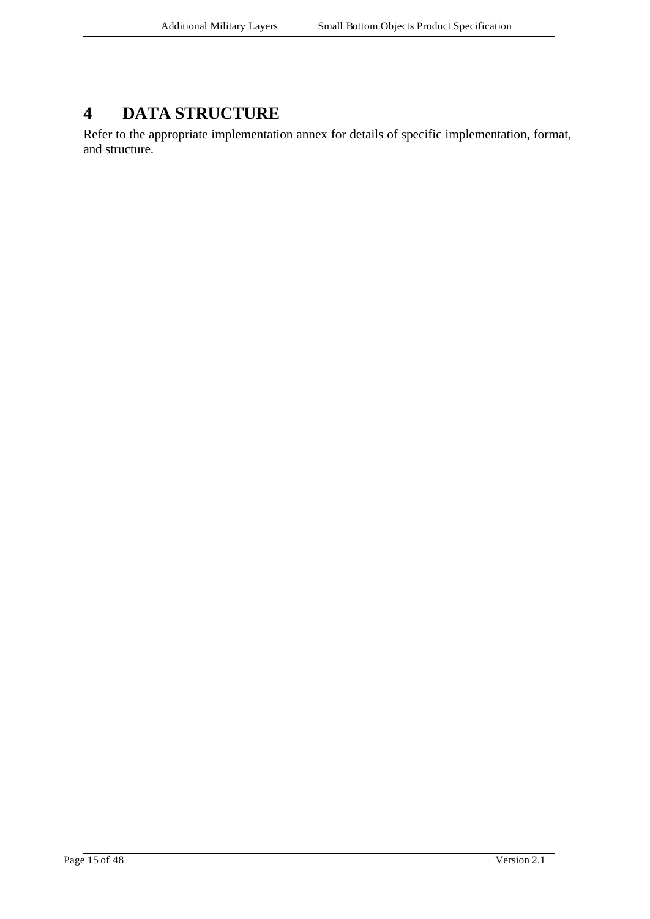# 4 DATA STRUCTURE

Refer to the appropriate implementation annex for details of specific implementation, format, and structure.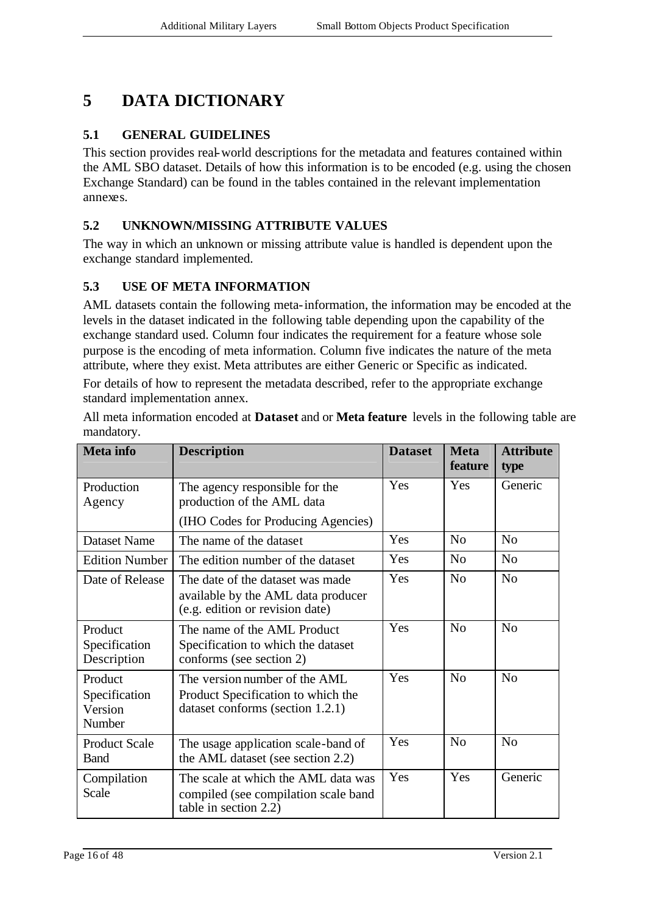# 5 DATA DICTIONARY

## 5.1 GENERAL GUIDELINES

This section provides real-world descriptions for the metadata and features contained within the AML SBO dataset. Details of how this information is to be encoded (e.g. using the chosen Exchange Standard) can be found in the tables contained in the relevant implementation annexes.

## 5.2 UNKNOWN/MISSING ATTRIBUTE VALUES

The way in which an unknown or missing attribute value is handled is dependent upon the exchange standard implemented.

## 5.3 USE OF META INFORMATION

AML datasets contain the following meta-information, the information may be encoded at the levels in the dataset indicated in the following table depending upon the capability of the exchange standard used. Column four indicates the requirement for a feature whose sole purpose is the encoding of meta information. Column five indicates the nature of the meta attribute, where they exist. Meta attributes are either Generic or Specific as indicated.

For details of how to represent the metadata described, refer to the appropriate exchange standard implementation annex.

All meta information encoded at **Dataset** and or **Meta feature** levels in the following table are mandatory.

| Meta info | Description | Dataset | Meta feature | Attribute type |
|---|---|---|---|---|
| Production Agency | The agency responsible for the production of the AML data<br>(IHO Codes for Producing Agencies) | Yes | Yes | Generic |
| Dataset Name | The name of the dataset | Yes | No | No |
| Edition Number | The edition number of the dataset | Yes | No | No |
| Date of Release | The date of the dataset was made available by the AML data producer (e.g. edition or revision date) | Yes | No | No |
| Product Specification Description | The name of the AML Product Specification to which the dataset conforms (see section 2) | Yes | No | No |
| Product Specification Version Number | The version number of the AML Product Specification to which the dataset conforms (section 1.2.1) | Yes | No | No |
| Product Scale Band | The usage application scale-band of the AML dataset (see section 2.2) | Yes | No | No |
| Compilation Scale | The scale at which the AML data was compiled (see compilation scale band table in section 2.2) | Yes | Yes | Generic |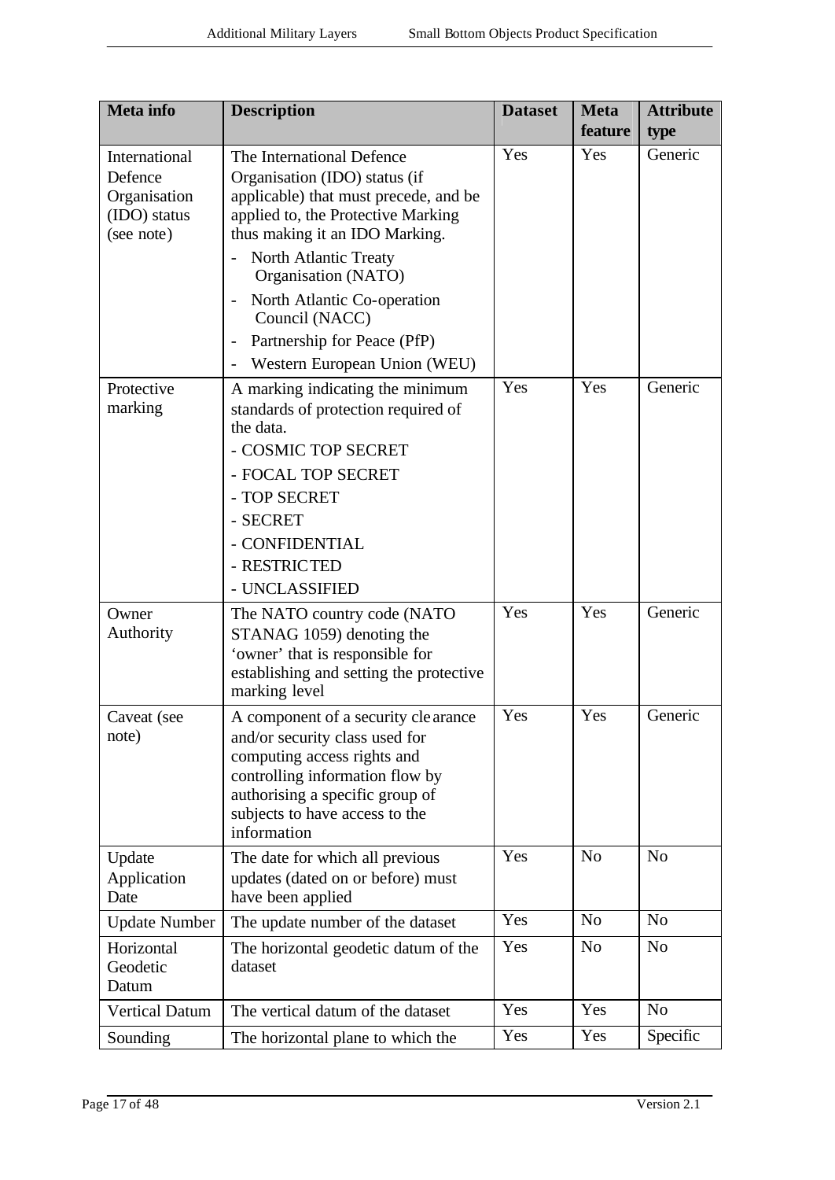| Meta info | Description | Dataset | Meta feature | Attribute type |
|---|---|---|---|---|
| International Defence Organisation (IDO) status (see note) | The International Defence Organisation (IDO) status (if applicable) that must precede, and be applied to, the Protective Marking thus making it an IDO Marking.<br>- North Atlantic Treaty Organisation (NATO)<br>- North Atlantic Co-operation Council (NACC)<br>- Partnership for Peace (PfP)<br>- Western European Union (WEU) | Yes | Yes | Generic |
| Protective marking | A marking indicating the minimum standards of protection required of the data.<br>- COSMIC TOP SECRET<br>- FOCAL TOP SECRET<br>- TOP SECRET<br>- SECRET<br>- CONFIDENTIAL<br>- RESTRICTED<br>- UNCLASSIFIED | Yes | Yes | Generic |
| Owner Authority | The NATO country code (NATO STANAG 1059) denoting the 'owner' that is responsible for establishing and setting the protective marking level | Yes | Yes | Generic |
| Caveat (see note) | A component of a security clearance and/or security class used for computing access rights and controlling information flow by authorising a specific group of subjects to have access to the information | Yes | Yes | Generic |
| Update Application Date | The date for which all previous updates (dated on or before) must have been applied | Yes | No | No |
| Update Number | The update number of the dataset | Yes | No | No |
| Horizontal Geodetic Datum | The horizontal geodetic datum of the dataset | Yes | No | No |
| Vertical Datum | The vertical datum of the dataset | Yes | Yes | No |
| Sounding | The horizontal plane to which the | Yes | Yes | Specific |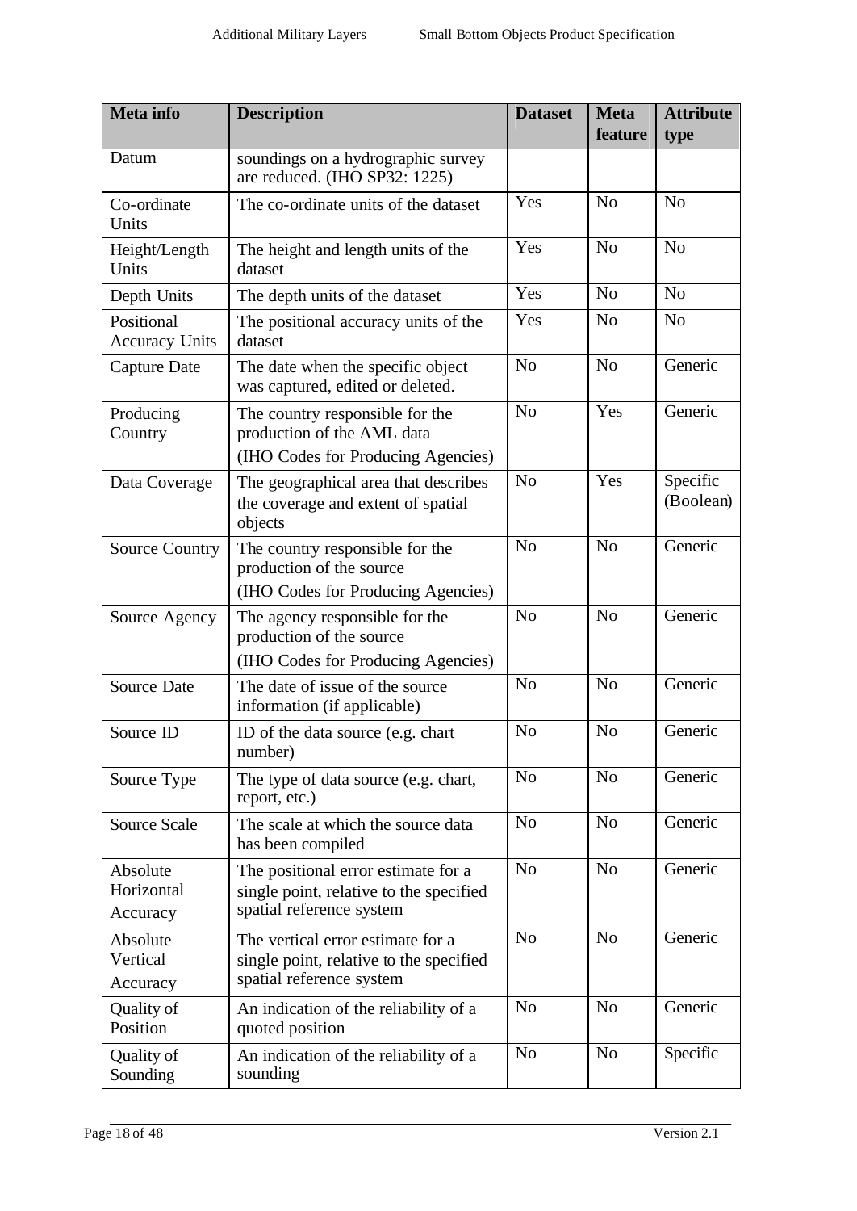| Meta info | Description | Dataset | Meta feature | Attribute type |
|---|---|---|---|---|
| Datum | soundings on a hydrographic survey are reduced. (IHO SP32: 1225) | | | |
| Co-ordinate Units | The co-ordinate units of the dataset | Yes | No | No |
| Height/Length Units | The height and length units of the dataset | Yes | No | No |
| Depth Units | The depth units of the dataset | Yes | No | No |
| Positional Accuracy Units | The positional accuracy units of the dataset | Yes | No | No |
| Capture Date | The date when the specific object was captured, edited or deleted. | No | No | Generic |
| Producing Country | The country responsible for the production of the AML data (IHO Codes for Producing Agencies) | No | Yes | Generic |
| Data Coverage | The geographical area that describes the coverage and extent of spatial objects | No | Yes | Specific (Boolean) |
| Source Country | The country responsible for the production of the source (IHO Codes for Producing Agencies) | No | No | Generic |
| Source Agency | The agency responsible for the production of the source (IHO Codes for Producing Agencies) | No | No | Generic |
| Source Date | The date of issue of the source information (if applicable) | No | No | Generic |
| Source ID | ID of the data source (e.g. chart number) | No | No | Generic |
| Source Type | The type of data source (e.g. chart, report, etc.) | No | No | Generic |
| Source Scale | The scale at which the source data has been compiled | No | No | Generic |
| Absolute Horizontal Accuracy | The positional error estimate for a single point, relative to the specified spatial reference system | No | No | Generic |
| Absolute Vertical Accuracy | The vertical error estimate for a single point, relative to the specified spatial reference system | No | No | Generic |
| Quality of Position | An indication of the reliability of a quoted position | No | No | Generic |
| Quality of Sounding | An indication of the reliability of a sounding | No | No | Specific |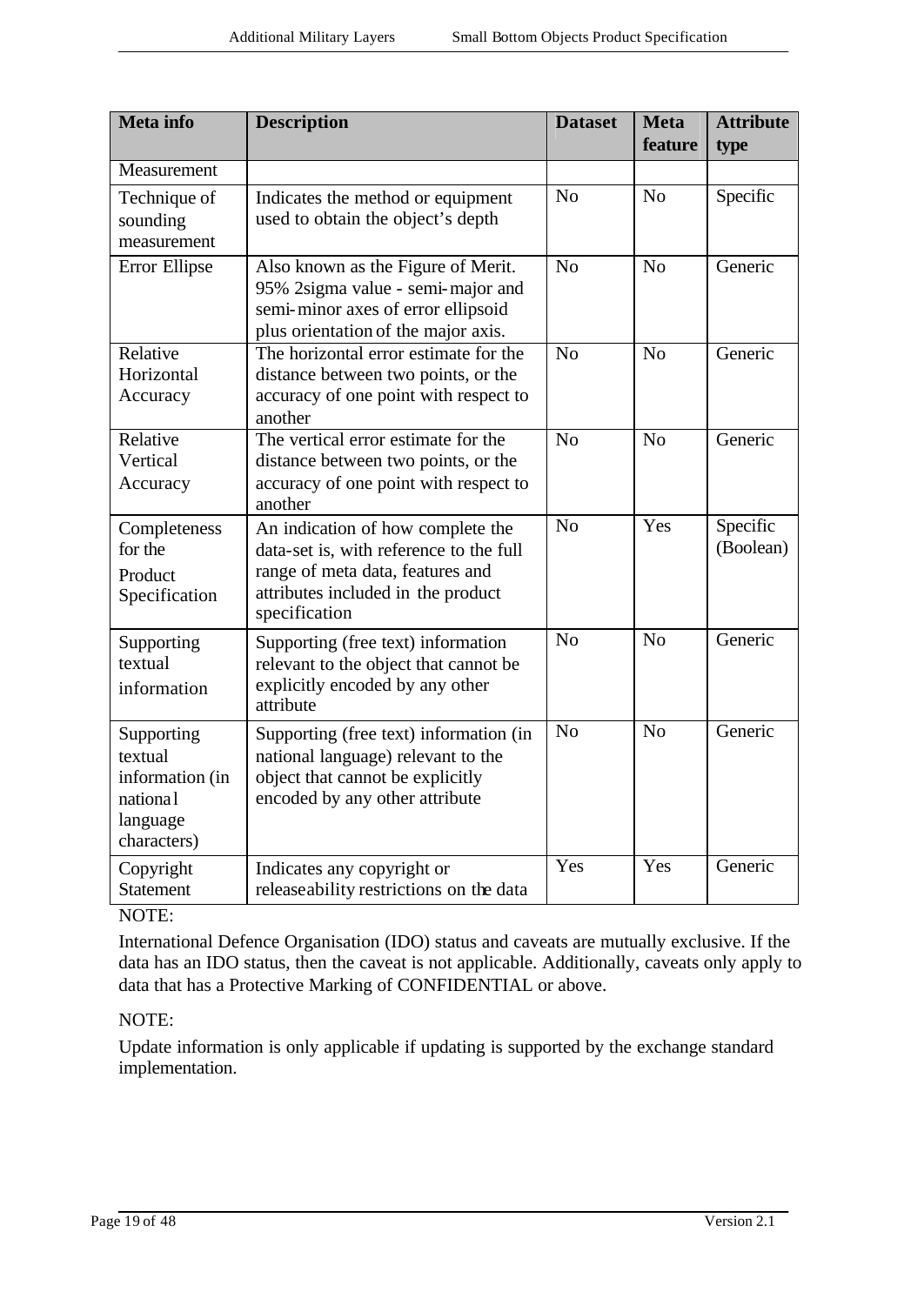| Meta info | Description | Dataset | Meta feature | Attribute type |
|---|---|---|---|---|
| Measurement | | | | |
| Technique of sounding measurement | Indicates the method or equipment used to obtain the object's depth | No | No | Specific |
| Error Ellipse | Also known as the Figure of Merit. 95% 2sigma value - semi-major and semi-minor axes of error ellipsoid plus orientation of the major axis. | No | No | Generic |
| Relative Horizontal Accuracy | The horizontal error estimate for the distance between two points, or the accuracy of one point with respect to another | No | No | Generic |
| Relative Vertical Accuracy | The vertical error estimate for the distance between two points, or the accuracy of one point with respect to another | No | No | Generic |
| Completeness for the Product Specification | An indication of how complete the data-set is, with reference to the full range of meta data, features and attributes included in the product specification | No | Yes | Specific (Boolean) |
| Supporting textual information | Supporting (free text) information relevant to the object that cannot be explicitly encoded by any other attribute | No | No | Generic |
| Supporting textual information (in national language characters) | Supporting (free text) information (in national language) relevant to the object that cannot be explicitly encoded by any other attribute | No | No | Generic |
| Copyright Statement | Indicates any copyright or releaseability restrictions on the data | Yes | Yes | Generic |

NOTE:

International Defence Organisation (IDO) status and caveats are mutually exclusive. If the data has an IDO status, then the caveat is not applicable. Additionally, caveats only apply to data that has a Protective Marking of CONFIDENTIAL or above.

NOTE:

Update information is only applicable if updating is supported by the exchange standard implementation.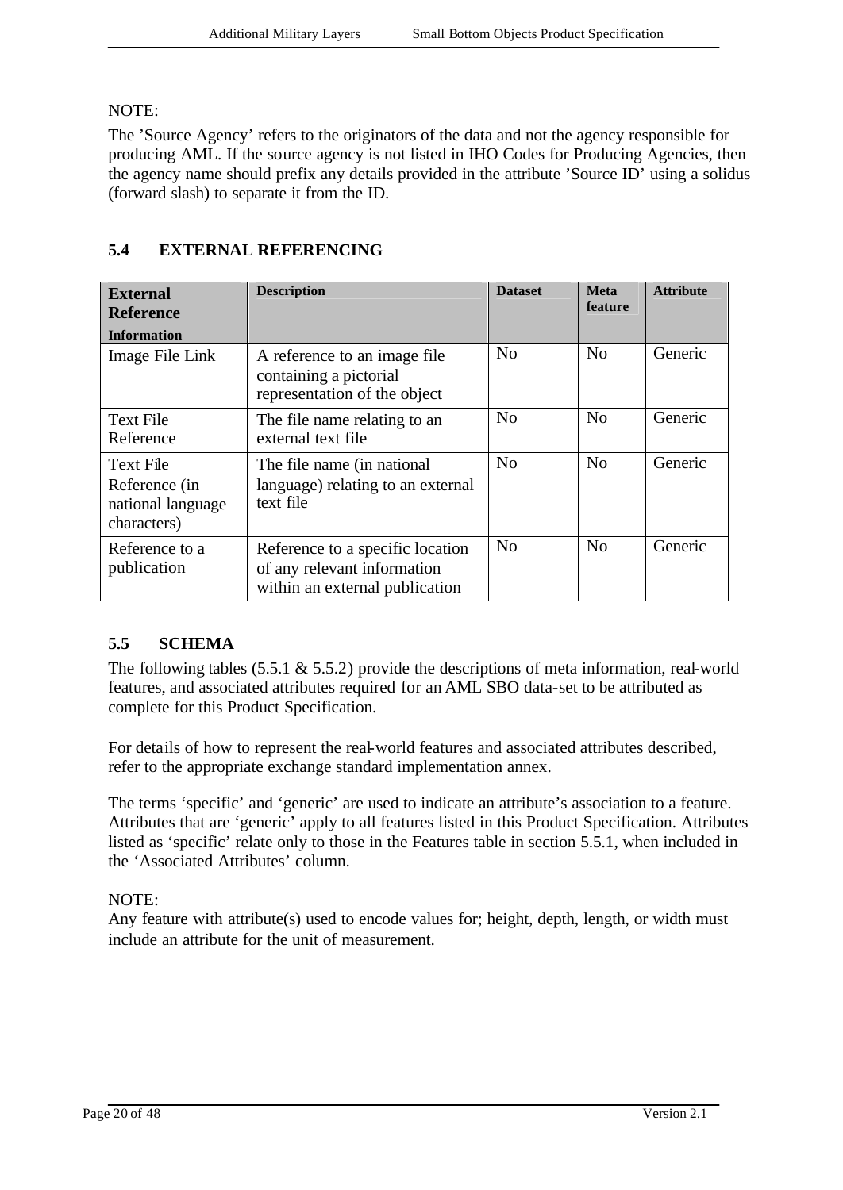NOTE:

The 'Source Agency' refers to the originators of the data and not the agency responsible for producing AML. If the source agency is not listed in IHO Codes for Producing Agencies, then the agency name should prefix any details provided in the attribute 'Source ID' using a solidus (forward slash) to separate it from the ID.

## 5.4 EXTERNAL REFERENCING

| External Reference Information | Description | Dataset | Meta feature | Attribute |
|---|---|---|---|---|
| Image File Link | A reference to an image file containing a pictorial representation of the object | No | No | Generic |
| Text File Reference | The file name relating to an external text file | No | No | Generic |
| Text File Reference (in national language characters) | The file name (in national language) relating to an external text file | No | No | Generic |
| Reference to a publication | Reference to a specific location of any relevant information within an external publication | No | No | Generic |

## 5.5 SCHEMA

The following tables (5.5.1 & 5.5.2) provide the descriptions of meta information, real-world features, and associated attributes required for an AML SBO data-set to be attributed as complete for this Product Specification.

For details of how to represent the real-world features and associated attributes described, refer to the appropriate exchange standard implementation annex.

The terms 'specific' and 'generic' are used to indicate an attribute's association to a feature. Attributes that are 'generic' apply to all features listed in this Product Specification. Attributes listed as 'specific' relate only to those in the Features table in section 5.5.1, when included in the 'Associated Attributes' column.

NOTE:

Any feature with attribute(s) used to encode values for; height, depth, length, or width must include an attribute for the unit of measurement.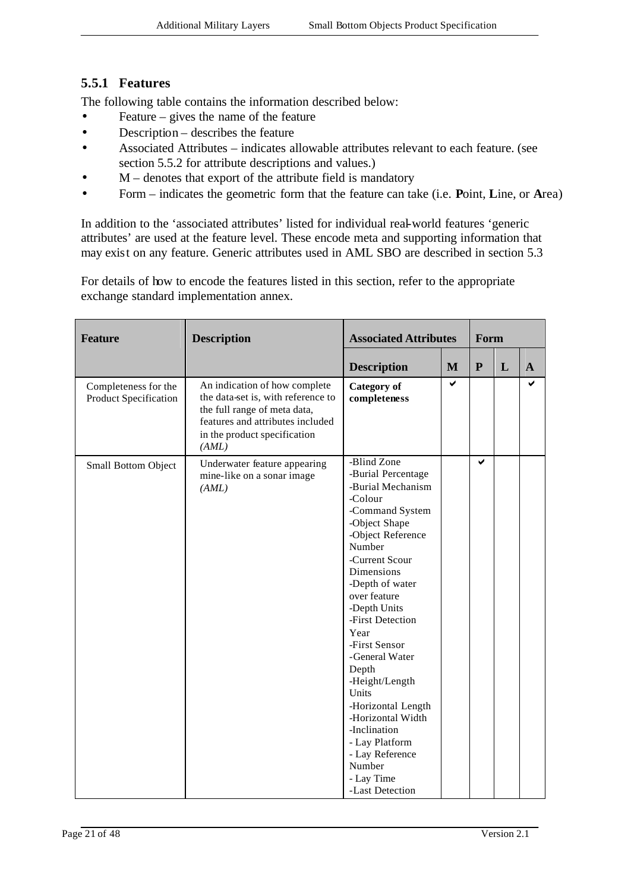### 5.5.1 Features

The following table contains the information described below:

- Feature – gives the name of the feature
- Description – describes the feature
- Associated Attributes – indicates allowable attributes relevant to each feature. (see section 5.5.2 for attribute descriptions and values.)
- M – denotes that export of the attribute field is mandatory
- Form – indicates the geometric form that the feature can take (i.e. **P**oint, **L**ine, or **A**rea)

In addition to the 'associated attributes' listed for individual real-world features 'generic attributes' are used at the feature level. These encode meta and supporting information that may exist on any feature. Generic attributes used in AML SBO are described in section 5.3

For details of how to encode the features listed in this section, refer to the appropriate exchange standard implementation annex.

| Feature | Description | Associated Attributes | | Form | | |
|---|---|---|---|---|---|---|
| | | **Description** | **M** | **P** | **L** | **A** |
| Completeness for the Product Specification | An indication of how complete the data-set is, with reference to the full range of meta data, features and attributes included in the product specification *(AML)* | **Category of completeness** | ✔ | | | ✔ |
| Small Bottom Object | Underwater feature appearing mine-like on a sonar image *(AML)* | -Blind Zone<br>-Burial Percentage<br>-Burial Mechanism<br>-Colour<br>-Command System<br>-Object Shape<br>-Object Reference Number<br>-Current Scour Dimensions<br>-Depth of water over feature<br>-Depth Units<br>-First Detection Year<br>-First Sensor<br>-General Water Depth<br>-Height/Length Units<br>-Horizontal Length<br>-Horizontal Width<br>-Inclination<br>- Lay Platform<br>- Lay Reference Number<br>- Lay Time<br>-Last Detection | | ✔ | | |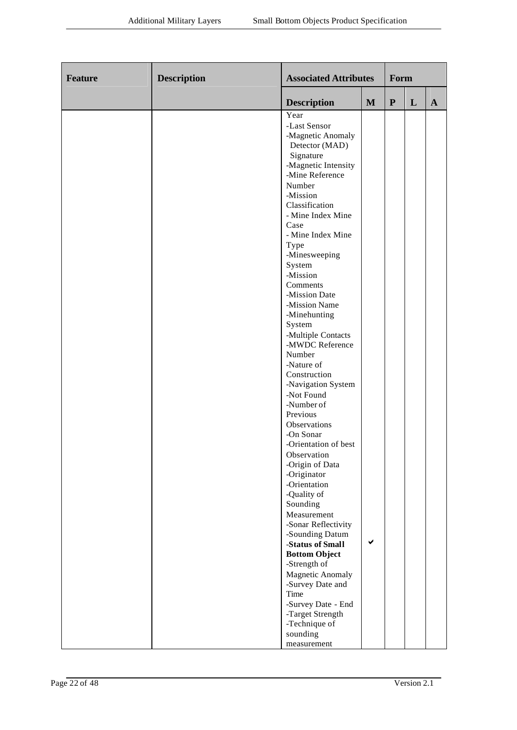| Feature | Description | Associated Attributes | | Form | | |
|---|---|---|---|---|---|---|
| | | Description | M | P | L | A |
| | | Year<br>-Last Sensor<br>-Magnetic Anomaly Detector (MAD) Signature<br>-Magnetic Intensity<br>-Mine Reference Number<br>-Mission Classification<br>- Mine Index Mine Case<br>- Mine Index Mine Type<br>-Minesweeping System<br>-Mission Comments<br>-Mission Date<br>-Mission Name<br>-Minehunting System<br>-Multiple Contacts<br>-MWDC Reference Number<br>-Nature of Construction<br>-Navigation System<br>-Not Found<br>-Number of Previous Observations<br>-On Sonar<br>-Orientation of best Observation<br>-Origin of Data<br>-Originator<br>-Orientation<br>-Quality of Sounding Measurement<br>-Sonar Reflectivity<br>-Sounding Datum<br>**-Status of Small Bottom Object**<br>-Strength of Magnetic Anomaly<br>-Survey Date and Time<br>-Survey Date - End<br>-Target Strength<br>-Technique of sounding measurement | ✔ (Status of Small Bottom Object) | | | |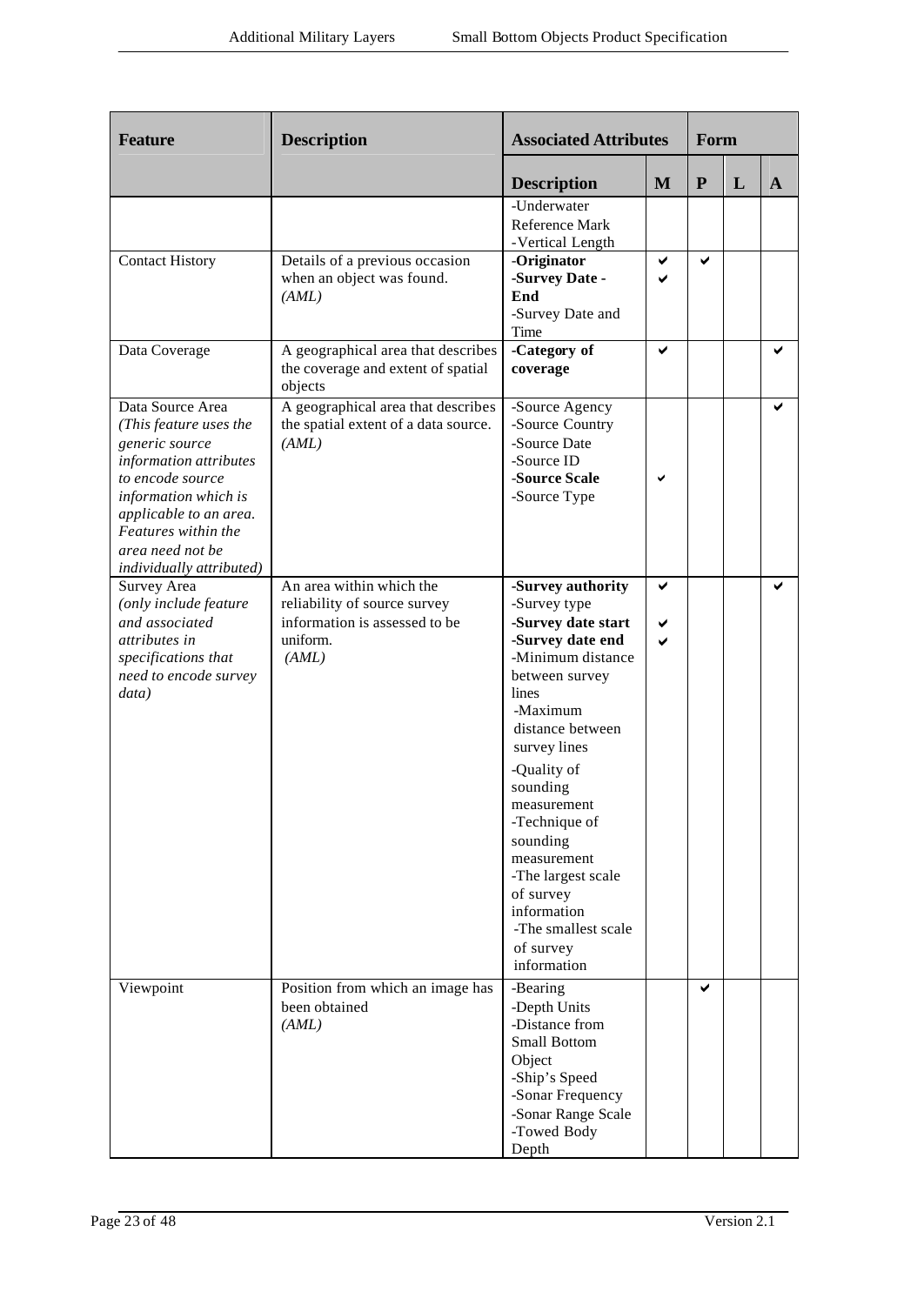| Feature | Description | Associated Attributes | | Form | | |
|---|---|---|---|---|---|---|
| | | Description | M | P | L | A |
| | | -Underwater Reference Mark<br>-Vertical Length | | | | |
| Contact History | Details of a previous occasion when an object was found. *(AML)* | -**Originator**<br>-**Survey Date - End**<br>-Survey Date and Time | ✔<br>✔ | ✔ | | |
| Data Coverage | A geographical area that describes the coverage and extent of spatial objects | -**Category of coverage** | ✔ | | | ✔ |
| Data Source Area *(This feature uses the generic source information attributes to encode source information which is applicable to an area. Features within the area need not be individually attributed)* | A geographical area that describes the spatial extent of a data source. *(AML)* | -Source Agency<br>-Source Country<br>-Source Date<br>-Source ID<br>-**Source Scale**<br>-Source Type | ✔ | | | ✔ |
| Survey Area *(only include feature and associated attributes in specifications that need to encode survey data)* | An area within which the reliability of source survey information is assessed to be uniform. *(AML)* | -**Survey authority**<br>-Survey type<br>-**Survey date start**<br>-**Survey date end**<br>-Minimum distance between survey lines<br>-Maximum distance between survey lines<br>-Quality of sounding measurement<br>-Technique of sounding measurement<br>-The largest scale of survey information<br>-The smallest scale of survey information | ✔<br><br>✔<br>✔ | | | ✔ |
| Viewpoint | Position from which an image has been obtained *(AML)* | -Bearing<br>-Depth Units<br>-Distance from Small Bottom Object<br>-Ship's Speed<br>-Sonar Frequency<br>-Sonar Range Scale<br>-Towed Body Depth | | ✔ | | |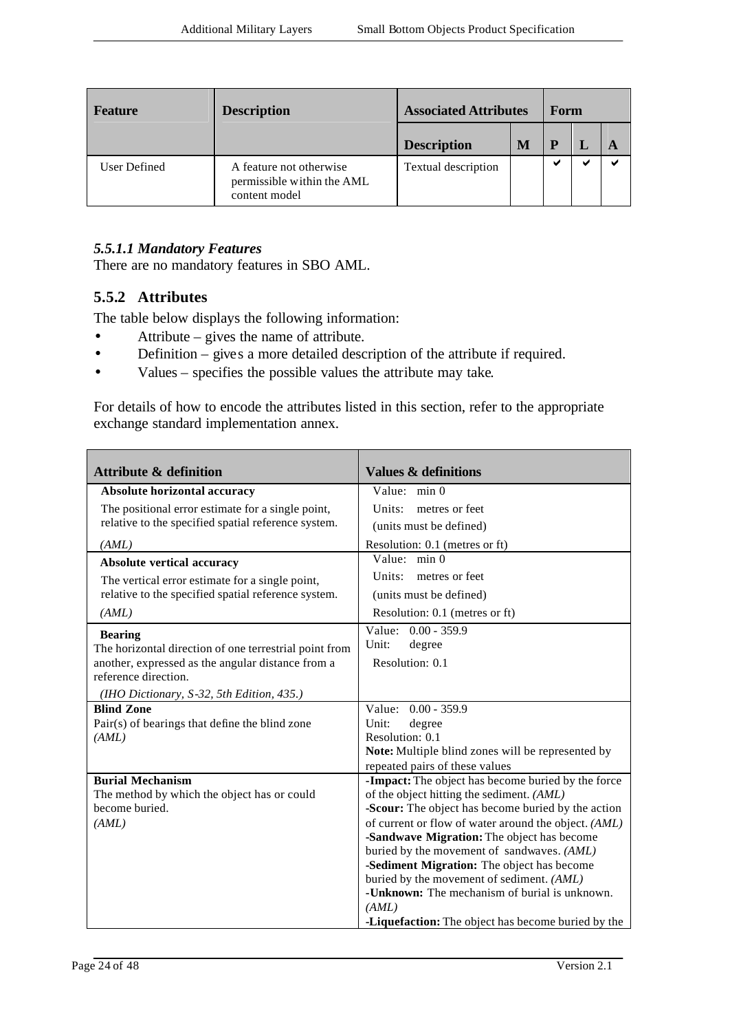| Feature | Description | Associated Attributes | | Form | | |
|---|---|---|---|---|---|---|
| | | Description | M | P | L | A |
| User Defined | A feature not otherwise permissible within the AML content model | Textual description | | ✔ | ✔ | ✔ |

#### *5.5.1.1 Mandatory Features*

There are no mandatory features in SBO AML.

### 5.5.2 Attributes

The table below displays the following information:

- Attribute – gives the name of attribute.
- Definition – gives a more detailed description of the attribute if required.
- Values – specifies the possible values the attribute may take.

For details of how to encode the attributes listed in this section, refer to the appropriate exchange standard implementation annex.

| Attribute & definition | Values & definitions |
|---|---|
| **Absolute horizontal accuracy**<br>The positional error estimate for a single point, relative to the specified spatial reference system.<br>*(AML)* | Value: min 0<br>Units: metres or feet<br>(units must be defined)<br>Resolution: 0.1 (metres or ft) |
| **Absolute vertical accuracy**<br>The vertical error estimate for a single point, relative to the specified spatial reference system.<br>*(AML)* | Value: min 0<br>Units: metres or feet<br>(units must be defined)<br>Resolution: 0.1 (metres or ft) |
| **Bearing**<br>The horizontal direction of one terrestrial point from another, expressed as the angular distance from a reference direction.<br>*(IHO Dictionary, S-32, 5th Edition, 435.)* | Value: 0.00 - 359.9<br>Unit: degree<br>Resolution: 0.1 |
| **Blind Zone**<br>Pair(s) of bearings that define the blind zone<br>*(AML)* | Value: 0.00 - 359.9<br>Unit: degree<br>Resolution: 0.1<br>**Note:** Multiple blind zones will be represented by repeated pairs of these values |
| **Burial Mechanism**<br>The method by which the object has or could become buried.<br>*(AML)* | -**Impact:** The object has become buried by the force of the object hitting the sediment. *(AML)*<br>-**Scour:** The object has become buried by the action of current or flow of water around the object. *(AML)*<br>-**Sandwave Migration:** The object has become buried by the movement of sandwaves. *(AML)*<br>-**Sediment Migration:** The object has become buried by the movement of sediment. *(AML)*<br>-**Unknown:** The mechanism of burial is unknown. *(AML)*<br>-**Liquefaction:** The object has become buried by the |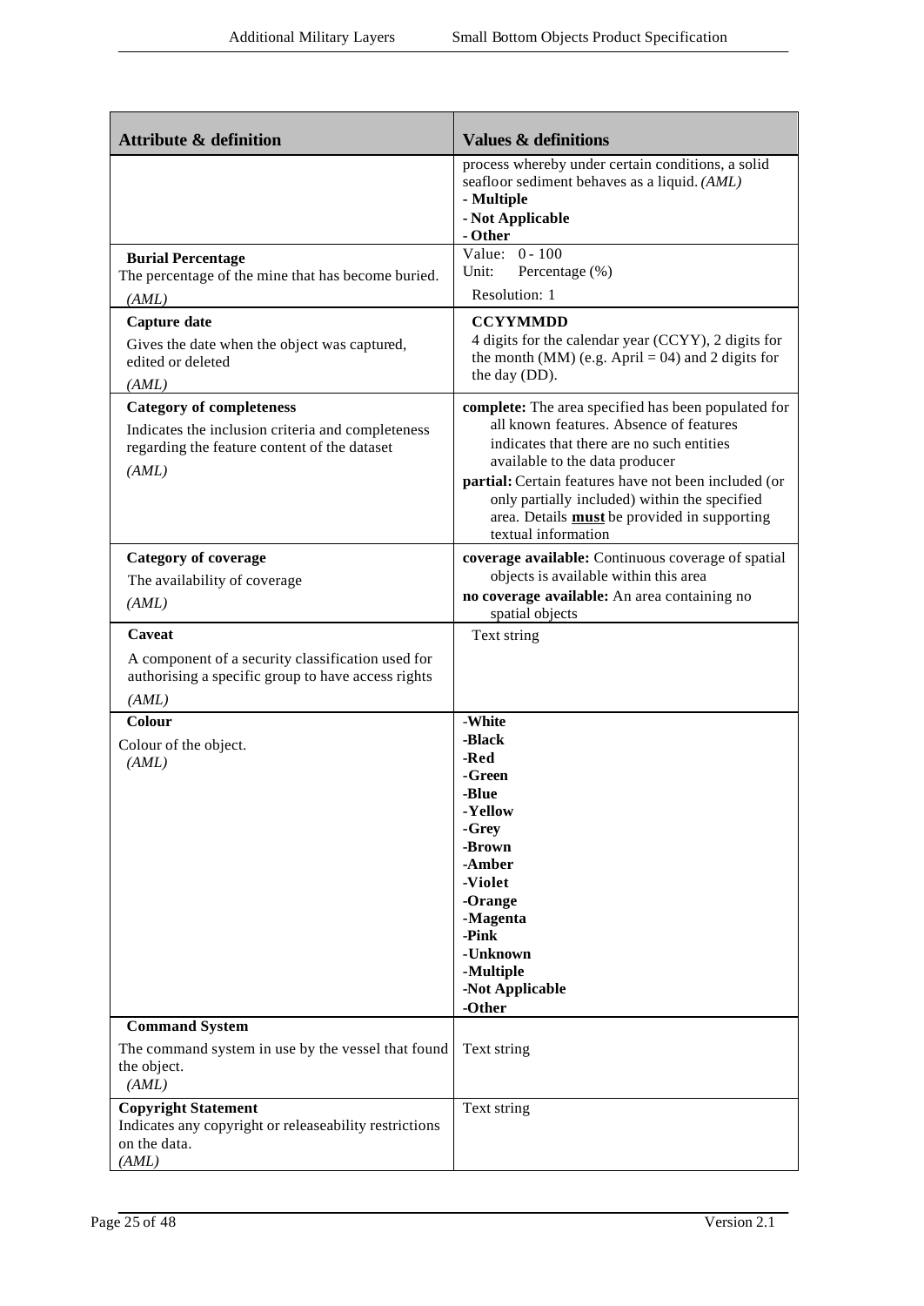| Attribute & definition | Values & definitions |
|---|---|
| | process whereby under certain conditions, a solid seafloor sediment behaves as a liquid. *(AML)*<br>**- Multiple**<br>**- Not Applicable**<br>**- Other** |
| **Burial Percentage**<br>The percentage of the mine that has become buried.<br>*(AML)* | Value: 0 - 100<br>Unit: Percentage (%)<br>Resolution: 1 |
| **Capture date**<br>Gives the date when the object was captured, edited or deleted<br>*(AML)* | **CCYYMMDD**<br>4 digits for the calendar year (CCYY), 2 digits for the month (MM) (e.g. April = 04) and 2 digits for the day (DD). |
| **Category of completeness**<br>Indicates the inclusion criteria and completeness regarding the feature content of the dataset<br>*(AML)* | **complete:** The area specified has been populated for all known features. Absence of features indicates that there are no such entities available to the data producer<br>**partial:** Certain features have not been included (or only partially included) within the specified area. Details **must** be provided in supporting textual information |
| **Category of coverage**<br>The availability of coverage<br>*(AML)* | **coverage available:** Continuous coverage of spatial objects is available within this area<br>**no coverage available:** An area containing no spatial objects |
| **Caveat**<br>A component of a security classification used for authorising a specific group to have access rights<br>*(AML)* | Text string |
| **Colour**<br>Colour of the object.<br>*(AML)* | **-White**<br>**-Black**<br>**-Red**<br>**-Green**<br>**-Blue**<br>**-Yellow**<br>**-Grey**<br>**-Brown**<br>**-Amber**<br>**-Violet**<br>**-Orange**<br>**-Magenta**<br>**-Pink**<br>**-Unknown**<br>**-Multiple**<br>**-Not Applicable**<br>**-Other** |
| **Command System**<br>The command system in use by the vessel that found the object.<br>*(AML)* | Text string |
| **Copyright Statement**<br>Indicates any copyright or releaseability restrictions on the data.<br>*(AML)* | Text string |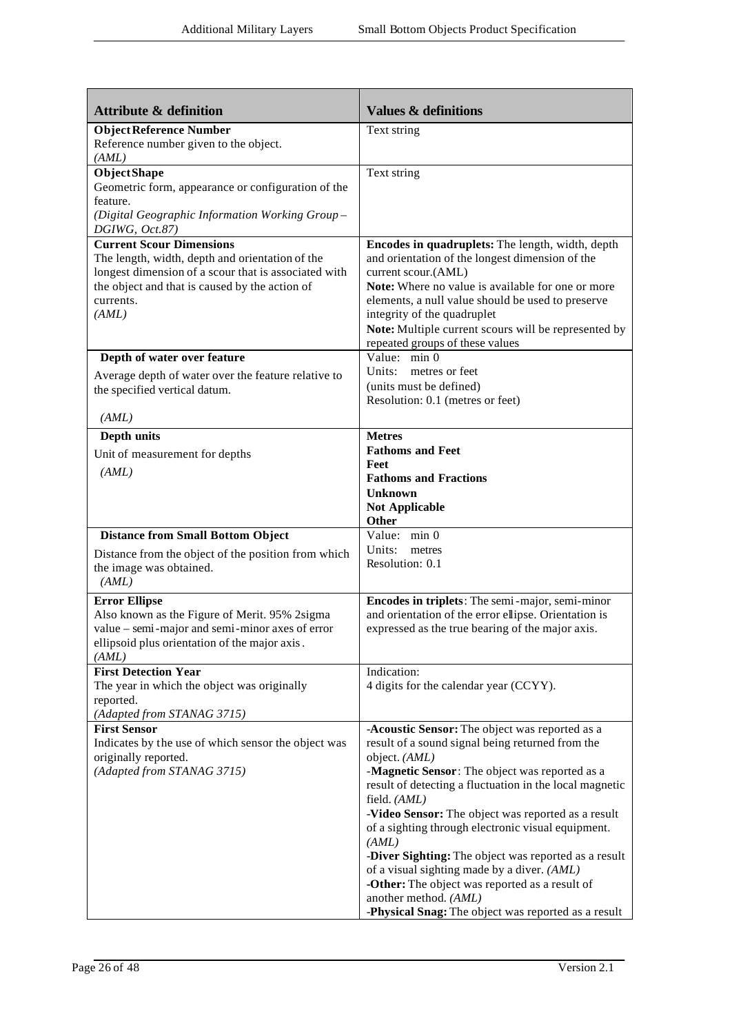| Attribute & definition | Values & definitions |
|---|---|
| **Object Reference Number**<br>Reference number given to the object.<br>*(AML)* | Text string |
| **Object Shape**<br>Geometric form, appearance or configuration of the feature.<br>*(Digital Geographic Information Working Group – DGIWG, Oct.87)* | Text string |
| **Current Scour Dimensions**<br>The length, width, depth and orientation of the longest dimension of a scour that is associated with the object and that is caused by the action of currents.<br>*(AML)* | **Encodes in quadruplets:** The length, width, depth and orientation of the longest dimension of the current scour.(AML)<br>**Note:** Where no value is available for one or more elements, a null value should be used to preserve integrity of the quadruplet<br>**Note:** Multiple current scours will be represented by repeated groups of these values |
| **Depth of water over feature**<br>Average depth of water over the feature relative to the specified vertical datum.<br>*(AML)* | Value: min 0<br>Units: metres or feet<br>(units must be defined)<br>Resolution: 0.1 (metres or feet) |
| **Depth units**<br>Unit of measurement for depths<br>*(AML)* | **Metres**<br>**Fathoms and Feet**<br>**Feet**<br>**Fathoms and Fractions**<br>**Unknown**<br>**Not Applicable**<br>**Other** |
| **Distance from Small Bottom Object**<br>Distance from the object of the position from which the image was obtained.<br>*(AML)* | Value: min 0<br>Units: metres<br>Resolution: 0.1 |
| **Error Ellipse**<br>Also known as the Figure of Merit. 95% 2sigma value – semi-major and semi-minor axes of error ellipsoid plus orientation of the major axis.<br>*(AML)* | **Encodes in triplets**: The semi-major, semi-minor and orientation of the error ellipse. Orientation is expressed as the true bearing of the major axis. |
| **First Detection Year**<br>The year in which the object was originally reported.<br>*(Adapted from STANAG 3715)* | Indication:<br>4 digits for the calendar year (CCYY). |
| **First Sensor**<br>Indicates by the use of which sensor the object was originally reported.<br>*(Adapted from STANAG 3715)* | -**Acoustic Sensor:** The object was reported as a result of a sound signal being returned from the object. *(AML)*<br>-**Magnetic Sensor**: The object was reported as a result of detecting a fluctuation in the local magnetic field. *(AML)*<br>-**Video Sensor:** The object was reported as a result of a sighting through electronic visual equipment. *(AML)*<br>-**Diver Sighting:** The object was reported as a result of a visual sighting made by a diver. *(AML)*<br>**-Other:** The object was reported as a result of another method. *(AML)*<br>-**Physical Snag:** The object was reported as a result |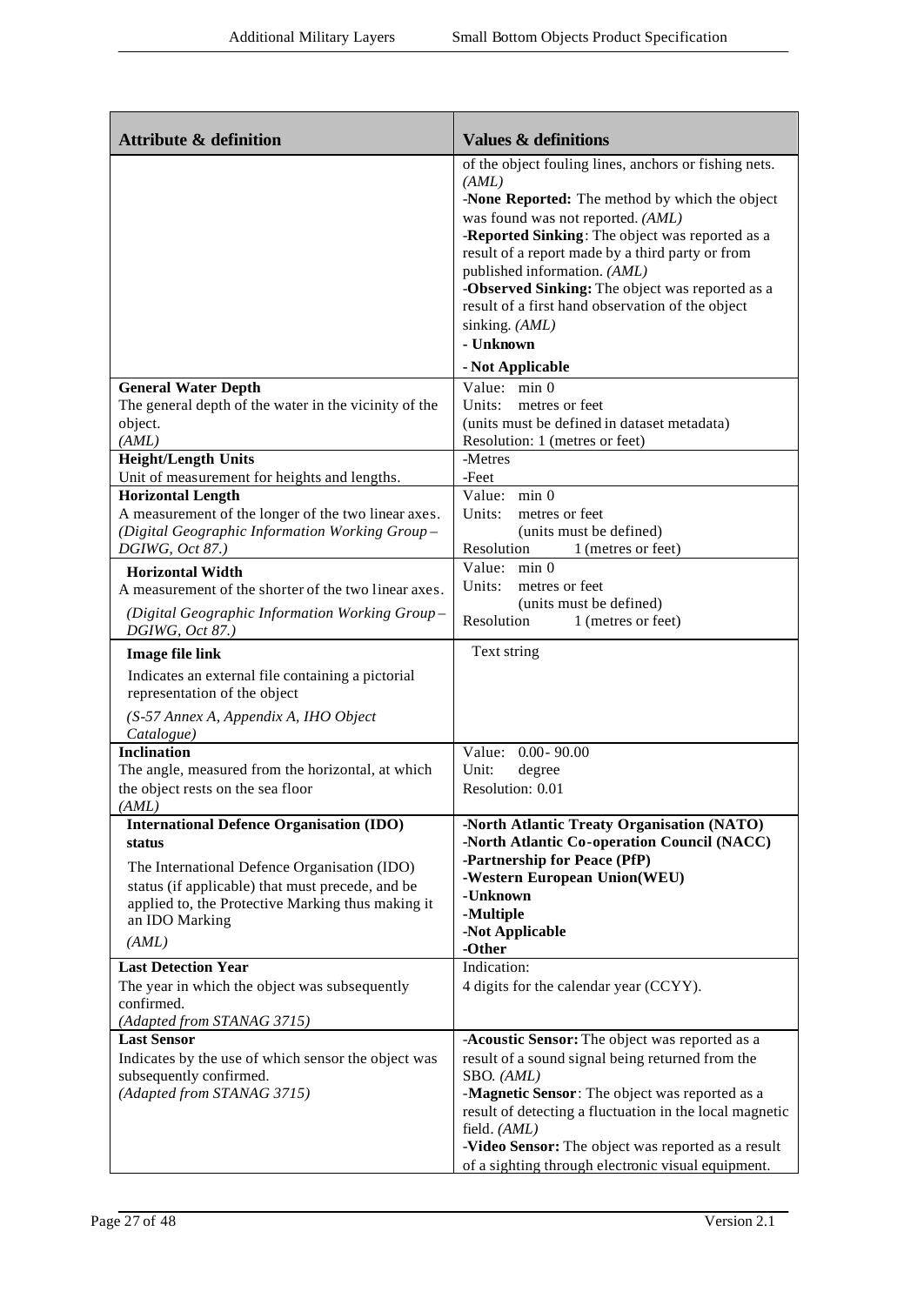| Attribute & definition | Values & definitions |
| --- | --- |
| | of the object fouling lines, anchors or fishing nets. *(AML)*<br>-**None Reported:** The method by which the object was found was not reported. *(AML)*<br>-**Reported Sinking**: The object was reported as a result of a report made by a third party or from published information. *(AML)*<br>-**Observed Sinking:** The object was reported as a result of a first hand observation of the object sinking. *(AML)*<br>**- Unknown**<br>**- Not Applicable** |
| **General Water Depth**<br>The general depth of the water in the vicinity of the object.<br>*(AML)* | Value: min 0<br>Units: metres or feet<br>(units must be defined in dataset metadata)<br>Resolution: 1 (metres or feet) |
| **Height/Length Units**<br>Unit of measurement for heights and lengths. | -Metres<br>-Feet |
| **Horizontal Length**<br>A measurement of the longer of the two linear axes.<br>*(Digital Geographic Information Working Group – DGIWG, Oct 87.)* | Value: min 0<br>Units: metres or feet<br>(units must be defined)<br>Resolution 1 (metres or feet) |
| **Horizontal Width**<br>A measurement of the shorter of the two linear axes.<br>*(Digital Geographic Information Working Group – DGIWG, Oct 87.)* | Value: min 0<br>Units: metres or feet<br>(units must be defined)<br>Resolution 1 (metres or feet) |
| **Image file link**<br>Indicates an external file containing a pictorial representation of the object<br>*(S-57 Annex A, Appendix A, IHO Object Catalogue)* | Text string |
| **Inclination**<br>The angle, measured from the horizontal, at which the object rests on the sea floor<br>*(AML)* | Value: 0.00 - 90.00<br>Unit: degree<br>Resolution: 0.01 |
| **International Defence Organisation (IDO) status**<br>The International Defence Organisation (IDO) status (if applicable) that must precede, and be applied to, the Protective Marking thus making it an IDO Marking<br>*(AML)* | **-North Atlantic Treaty Organisation (NATO)**<br>**-North Atlantic Co-operation Council (NACC)**<br>**-Partnership for Peace (PfP)**<br>**-Western European Union(WEU)**<br>**-Unknown**<br>**-Multiple**<br>**-Not Applicable**<br>**-Other** |
| **Last Detection Year**<br>The year in which the object was subsequently confirmed.<br>*(Adapted from STANAG 3715)* | Indication:<br>4 digits for the calendar year (CCYY). |
| **Last Sensor**<br>Indicates by the use of which sensor the object was subsequently confirmed.<br>*(Adapted from STANAG 3715)* | -**Acoustic Sensor:** The object was reported as a result of a sound signal being returned from the SBO. *(AML)*<br>-**Magnetic Sensor**: The object was reported as a result of detecting a fluctuation in the local magnetic field. *(AML)*<br>-**Video Sensor:** The object was reported as a result of a sighting through electronic visual equipment. |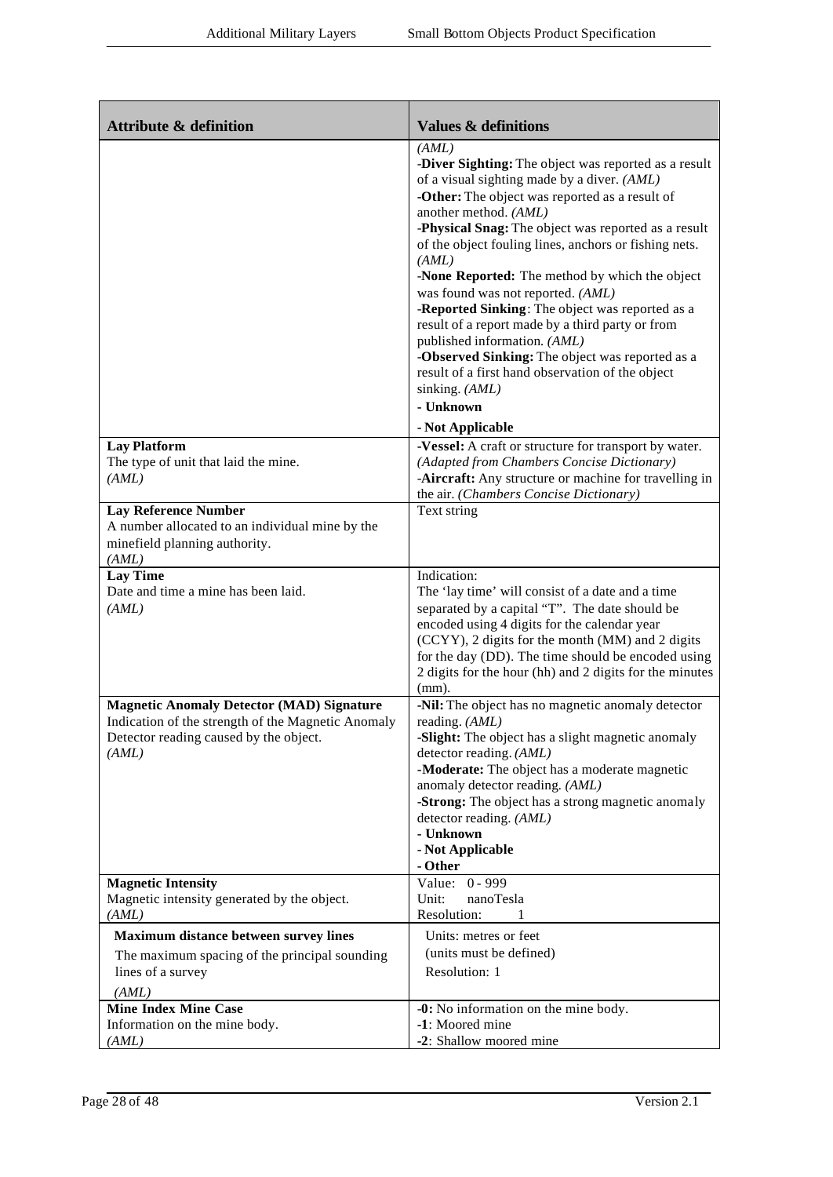| Attribute & definition | Values & definitions |
|---|---|
| | *(AML)*<br>-**Diver Sighting:** The object was reported as a result of a visual sighting made by a diver. *(AML)*<br>-**Other:** The object was reported as a result of another method. *(AML)*<br>-**Physical Snag:** The object was reported as a result of the object fouling lines, anchors or fishing nets. *(AML)*<br>-**None Reported:** The method by which the object was found was not reported. *(AML)*<br>-**Reported Sinking**: The object was reported as a result of a report made by a third party or from published information. *(AML)*<br>-**Observed Sinking:** The object was reported as a result of a first hand observation of the object sinking. *(AML)*<br>**- Unknown**<br>**- Not Applicable** |
| **Lay Platform**<br>The type of unit that laid the mine.<br>*(AML)* | -**Vessel:** A craft or structure for transport by water. *(Adapted from Chambers Concise Dictionary)*<br>-**Aircraft:** Any structure or machine for travelling in the air. *(Chambers Concise Dictionary)* |
| **Lay Reference Number**<br>A number allocated to an individual mine by the minefield planning authority.<br>*(AML)* | Text string |
| **Lay Time**<br>Date and time a mine has been laid.<br>*(AML)* | Indication:<br>The 'lay time' will consist of a date and a time separated by a capital "T". The date should be encoded using 4 digits for the calendar year (CCYY), 2 digits for the month (MM) and 2 digits for the day (DD). The time should be encoded using 2 digits for the hour (hh) and 2 digits for the minutes (mm). |
| **Magnetic Anomaly Detector (MAD) Signature**<br>Indication of the strength of the Magnetic Anomaly Detector reading caused by the object.<br>*(AML)* | -**Nil:** The object has no magnetic anomaly detector reading. *(AML)*<br>-**Slight:** The object has a slight magnetic anomaly detector reading. *(AML)*<br>-**Moderate:** The object has a moderate magnetic anomaly detector reading. *(AML)*<br>-**Strong:** The object has a strong magnetic anomaly detector reading. *(AML)*<br>**- Unknown**<br>**- Not Applicable**<br>**- Other** |
| **Magnetic Intensity**<br>Magnetic intensity generated by the object.<br>*(AML)* | Value: 0 - 999<br>Unit: nanoTesla<br>Resolution: 1 |
| **Maximum distance between survey lines**<br>The maximum spacing of the principal sounding lines of a survey<br>*(AML)* | Units: metres or feet<br>(units must be defined)<br>Resolution: 1 |
| **Mine Index Mine Case**<br>Information on the mine body.<br>*(AML)* | -**0:** No information on the mine body.<br>-**1**: Moored mine<br>-**2**: Shallow moored mine |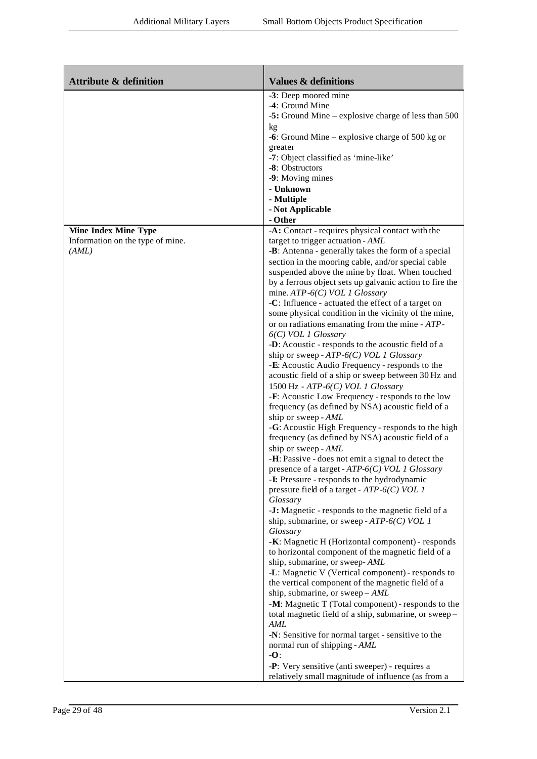| Attribute & definition | Values & definitions |
| --- | --- |
| | -**3**: Deep moored mine<br>-**4**: Ground Mine<br>-**5:** Ground Mine – explosive charge of less than 500 kg<br>-**6**: Ground Mine – explosive charge of 500 kg or greater<br>-**7**: Object classified as 'mine-like'<br>-**8**: Obstructors<br>-**9**: Moving mines<br>**- Unknown**<br>**- Multiple**<br>**- Not Applicable**<br>**- Other** |
| **Mine Index Mine Type**<br>Information on the type of mine.<br>*(AML)* | -**A:** Contact - requires physical contact with the target to trigger actuation - *AML*<br>-**B**: Antenna - generally takes the form of a special section in the mooring cable, and/or special cable suspended above the mine by float. When touched by a ferrous object sets up galvanic action to fire the mine. *ATP-6(C) VOL 1 Glossary*<br>-**C**: Influence - actuated the effect of a target on some physical condition in the vicinity of the mine, or on radiations emanating from the mine - *ATP-6(C) VOL 1 Glossary*<br>-**D**: Acoustic - responds to the acoustic field of a ship or sweep - *ATP-6(C) VOL 1 Glossary*<br>-**E**: Acoustic Audio Frequency - responds to the acoustic field of a ship or sweep between 30 Hz and 1500 Hz - *ATP-6(C) VOL 1 Glossary*<br>-**F**: Acoustic Low Frequency - responds to the low frequency (as defined by NSA) acoustic field of a ship or sweep - *AML*<br>-**G**: Acoustic High Frequency - responds to the high frequency (as defined by NSA) acoustic field of a ship or sweep - *AML*<br>-**H**: Passive - does not emit a signal to detect the presence of a target - *ATP-6(C) VOL 1 Glossary*<br>-**I:** Pressure - responds to the hydrodynamic pressure field of a target - *ATP-6(C) VOL 1 Glossary*<br>-**J:** Magnetic - responds to the magnetic field of a ship, submarine, or sweep - *ATP-6(C) VOL 1 Glossary*<br>-**K**: Magnetic H (Horizontal component) - responds to horizontal component of the magnetic field of a ship, submarine, or sweep- *AML*<br>-**L**: Magnetic V (Vertical component) - responds to the vertical component of the magnetic field of a ship, submarine, or sweep – *AML*<br>-**M**: Magnetic T (Total component) - responds to the total magnetic field of a ship, submarine, or sweep – *AML*<br>-**N**: Sensitive for normal target - sensitive to the normal run of shipping - *AML*<br>-**O**:<br>-**P**: Very sensitive (anti sweeper) - requires a relatively small magnitude of influence (as from a |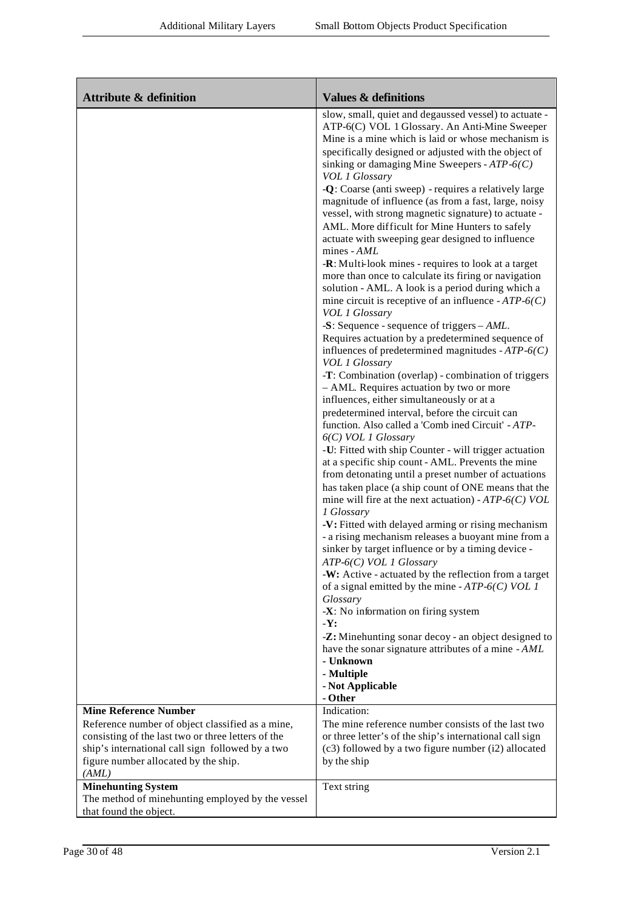| Attribute & definition | Values & definitions |
|---|---|
| | slow, small, quiet and degaussed vessel) to actuate - ATP-6(C) VOL 1 Glossary. An Anti-Mine Sweeper Mine is a mine which is laid or whose mechanism is specifically designed or adjusted with the object of sinking or damaging Mine Sweepers - *ATP-6(C) VOL 1 Glossary*<br>-**Q**: Coarse (anti sweep) - requires a relatively large magnitude of influence (as from a fast, large, noisy vessel, with strong magnetic signature) to actuate - AML. More difficult for Mine Hunters to safely actuate with sweeping gear designed to influence mines - *AML*<br>-**R**: Multi-look mines - requires to look at a target more than once to calculate its firing or navigation solution - AML. A look is a period during which a mine circuit is receptive of an influence - *ATP-6(C) VOL 1 Glossary*<br>-**S**: Sequence - sequence of triggers – *AML*. Requires actuation by a predetermined sequence of influences of predetermined magnitudes - *ATP-6(C) VOL 1 Glossary*<br>-**T**: Combination (overlap) - combination of triggers – AML. Requires actuation by two or more influences, either simultaneously or at a predetermined interval, before the circuit can function. Also called a 'Combined Circuit' - *ATP-6(C) VOL 1 Glossary*<br>-**U**: Fitted with ship Counter - will trigger actuation at a specific ship count - AML. Prevents the mine from detonating until a preset number of actuations has taken place (a ship count of ONE means that the mine will fire at the next actuation) - *ATP-6(C) VOL 1 Glossary*<br>-**V:** Fitted with delayed arming or rising mechanism - a rising mechanism releases a buoyant mine from a sinker by target influence or by a timing device - *ATP-6(C) VOL 1 Glossary*<br>-**W:** Active - actuated by the reflection from a target of a signal emitted by the mine - *ATP-6(C) VOL 1 Glossary*<br>-**X**: No information on firing system<br>-**Y:**<br>-**Z:** Minehunting sonar decoy - an object designed to have the sonar signature attributes of a mine - *AML*<br>**- Unknown**<br>**- Multiple**<br>**- Not Applicable**<br>**- Other** |
| **Mine Reference Number**<br>Reference number of object classified as a mine, consisting of the last two or three letters of the ship's international call sign followed by a two figure number allocated by the ship.<br>*(AML)* | Indication:<br>The mine reference number consists of the last two or three letter's of the ship's international call sign (c3) followed by a two figure number (i2) allocated by the ship |
| **Minehunting System**<br>The method of minehunting employed by the vessel that found the object. | Text string |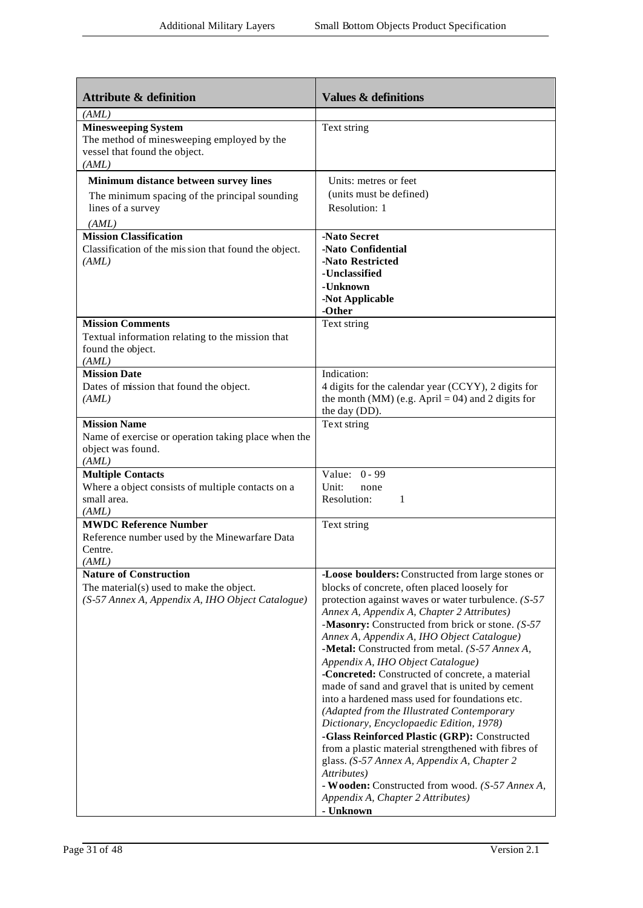| Attribute & definition | Values & definitions |
|---|---|
| *(AML)* | |
| **Minesweeping System**<br>The method of minesweeping employed by the vessel that found the object.<br>*(AML)* | Text string |
| **Minimum distance between survey lines**<br>The minimum spacing of the principal sounding lines of a survey<br>*(AML)* | Units: metres or feet<br>(units must be defined)<br>Resolution: 1 |
| **Mission Classification**<br>Classification of the mission that found the object.<br>*(AML)* | **-Nato Secret**<br>**-Nato Confidential**<br>**-Nato Restricted**<br>**-Unclassified**<br>**-Unknown**<br>**-Not Applicable**<br>**-Other** |
| **Mission Comments**<br>Textual information relating to the mission that found the object.<br>*(AML)* | Text string |
| **Mission Date**<br>Dates of mission that found the object.<br>*(AML)* | Indication:<br>4 digits for the calendar year (CCYY), 2 digits for the month (MM) (e.g. April = 04) and 2 digits for the day (DD). |
| **Mission Name**<br>Name of exercise or operation taking place when the object was found.<br>*(AML)* | Text string |
| **Multiple Contacts**<br>Where a object consists of multiple contacts on a small area.<br>*(AML)* | Value: 0 - 99<br>Unit: none<br>Resolution: 1 |
| **MWDC Reference Number**<br>Reference number used by the Minewarfare Data Centre.<br>*(AML)* | Text string |
| **Nature of Construction**<br>The material(s) used to make the object.<br>*(S-57 Annex A, Appendix A, IHO Object Catalogue)* | **-Loose boulders:** Constructed from large stones or blocks of concrete, often placed loosely for protection against waves or water turbulence. *(S-57 Annex A, Appendix A, Chapter 2 Attributes)*<br>-**Masonry:** Constructed from brick or stone. *(S-57 Annex A, Appendix A, IHO Object Catalogue)*<br>**-Metal:** Constructed from metal. *(S-57 Annex A, Appendix A, IHO Object Catalogue)*<br>**-Concreted:** Constructed of concrete, a material made of sand and gravel that is united by cement into a hardened mass used for foundations etc. *(Adapted from the Illustrated Contemporary Dictionary, Encyclopaedic Edition, 1978)*<br>**-Glass Reinforced Plastic (GRP):** Constructed from a plastic material strengthened with fibres of glass. *(S-57 Annex A, Appendix A, Chapter 2 Attributes)*<br>**- Wooden:** Constructed from wood. *(S-57 Annex A, Appendix A, Chapter 2 Attributes)*<br>**- Unknown** |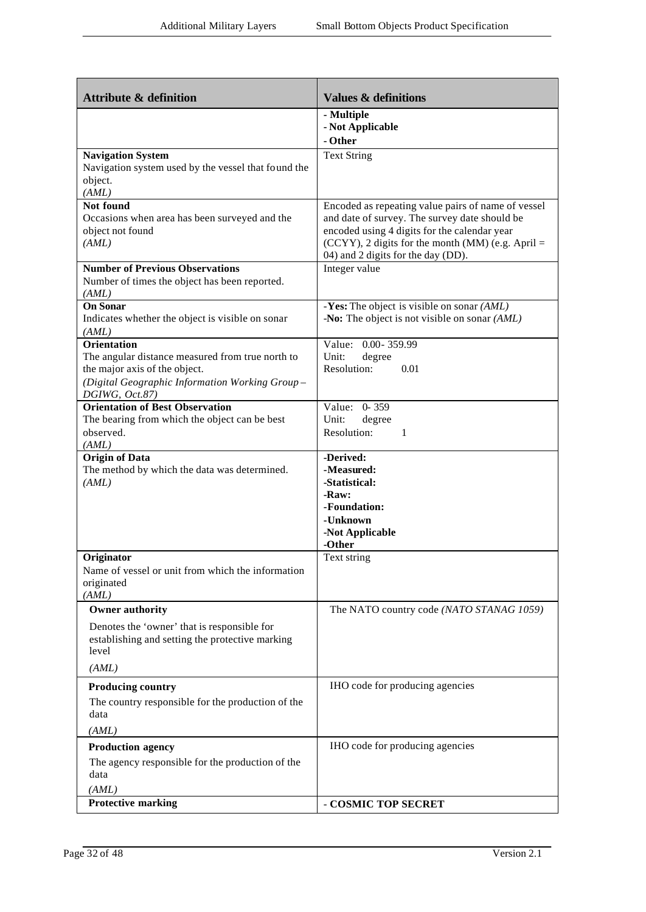| Attribute & definition | Values & definitions |
|---|---|
| | **- Multiple**<br>**- Not Applicable**<br>**- Other** |
| **Navigation System**<br>Navigation system used by the vessel that found the object.<br>*(AML)* | Text String |
| **Not found**<br>Occasions when area has been surveyed and the object not found<br>*(AML)* | Encoded as repeating value pairs of name of vessel and date of survey. The survey date should be encoded using 4 digits for the calendar year (CCYY), 2 digits for the month (MM) (e.g. April = 04) and 2 digits for the day (DD). |
| **Number of Previous Observations**<br>Number of times the object has been reported.<br>*(AML)* | Integer value |
| **On Sonar**<br>Indicates whether the object is visible on sonar<br>*(AML)* | -**Yes:** The object is visible on sonar *(AML)*<br>-**No:** The object is not visible on sonar *(AML)* |
| **Orientation**<br>The angular distance measured from true north to the major axis of the object.<br>*(Digital Geographic Information Working Group – DGIWG, Oct.87)* | Value: 0.00- 359.99<br>Unit: degree<br>Resolution: 0.01 |
| **Orientation of Best Observation**<br>The bearing from which the object can be best observed.<br>*(AML)* | Value: 0- 359<br>Unit: degree<br>Resolution: 1 |
| **Origin of Data**<br>The method by which the data was determined.<br>*(AML)* | **-Derived:**<br>**-Measured:**<br>**-Statistical:**<br>**-Raw:**<br>**-Foundation:**<br>**-Unknown**<br>**-Not Applicable**<br>**-Other** |
| **Originator**<br>Name of vessel or unit from which the information originated<br>*(AML)* | Text string |
| **Owner authority**<br>Denotes the 'owner' that is responsible for establishing and setting the protective marking level<br>*(AML)* | The NATO country code *(NATO STANAG 1059)* |
| **Producing country**<br>The country responsible for the production of the data<br>*(AML)* | IHO code for producing agencies |
| **Production agency**<br>The agency responsible for the production of the data<br>*(AML)* | IHO code for producing agencies |
| **Protective marking** | **- COSMIC TOP SECRET** |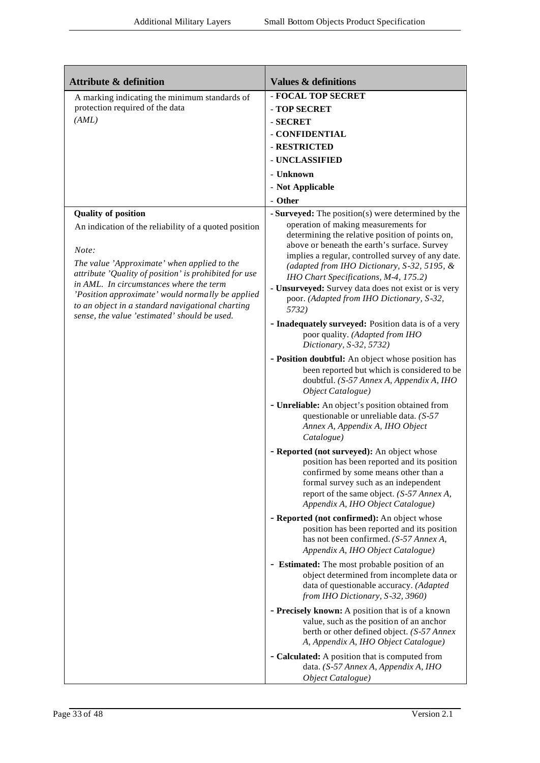| Attribute & definition | Values & definitions |
| --- | --- |
| A marking indicating the minimum standards of protection required of the data<br>*(AML)* | - **FOCAL TOP SECRET**<br>- **TOP SECRET**<br>- **SECRET**<br>- **CONFIDENTIAL**<br>- **RESTRICTED**<br>- **UNCLASSIFIED**<br>- **Unknown**<br>- **Not Applicable**<br>- **Other** |
| **Quality of position**<br>An indication of the reliability of a quoted position<br><br>*Note:*<br>*The value 'Approximate' when applied to the attribute 'Quality of position' is prohibited for use in AML. In circumstances where the term 'Position approximate' would normally be applied to an object in a standard navigational charting sense, the value 'estimated' should be used.* | - **Surveyed:** The position(s) were determined by the operation of making measurements for determining the relative position of points on, above or beneath the earth's surface. Survey implies a regular, controlled survey of any date. *(adapted from IHO Dictionary, S-32, 5195, & IHO Chart Specifications, M-4, 175.2)*<br>- **Unsurveyed:** Survey data does not exist or is very poor. *(Adapted from IHO Dictionary, S-32, 5732)*<br>- **Inadequately surveyed:** Position data is of a very poor quality. *(Adapted from IHO Dictionary, S-32, 5732)*<br>- **Position doubtful:** An object whose position has been reported but which is considered to be doubtful. *(S-57 Annex A, Appendix A, IHO Object Catalogue)*<br>- **Unreliable:** An object's position obtained from questionable or unreliable data. *(S-57 Annex A, Appendix A, IHO Object Catalogue)*<br>- **Reported (not surveyed):** An object whose position has been reported and its position confirmed by some means other than a formal survey such as an independent report of the same object. *(S-57 Annex A, Appendix A, IHO Object Catalogue)*<br>- **Reported (not confirmed):** An object whose position has been reported and its position has not been confirmed. *(S-57 Annex A, Appendix A, IHO Object Catalogue)*<br>- **Estimated:** The most probable position of an object determined from incomplete data or data of questionable accuracy. *(Adapted from IHO Dictionary, S-32, 3960)*<br>- **Precisely known:** A position that is of a known value, such as the position of an anchor berth or other defined object. *(S-57 Annex A, Appendix A, IHO Object Catalogue)*<br>- **Calculated:** A position that is computed from data. *(S-57 Annex A, Appendix A, IHO Object Catalogue)* |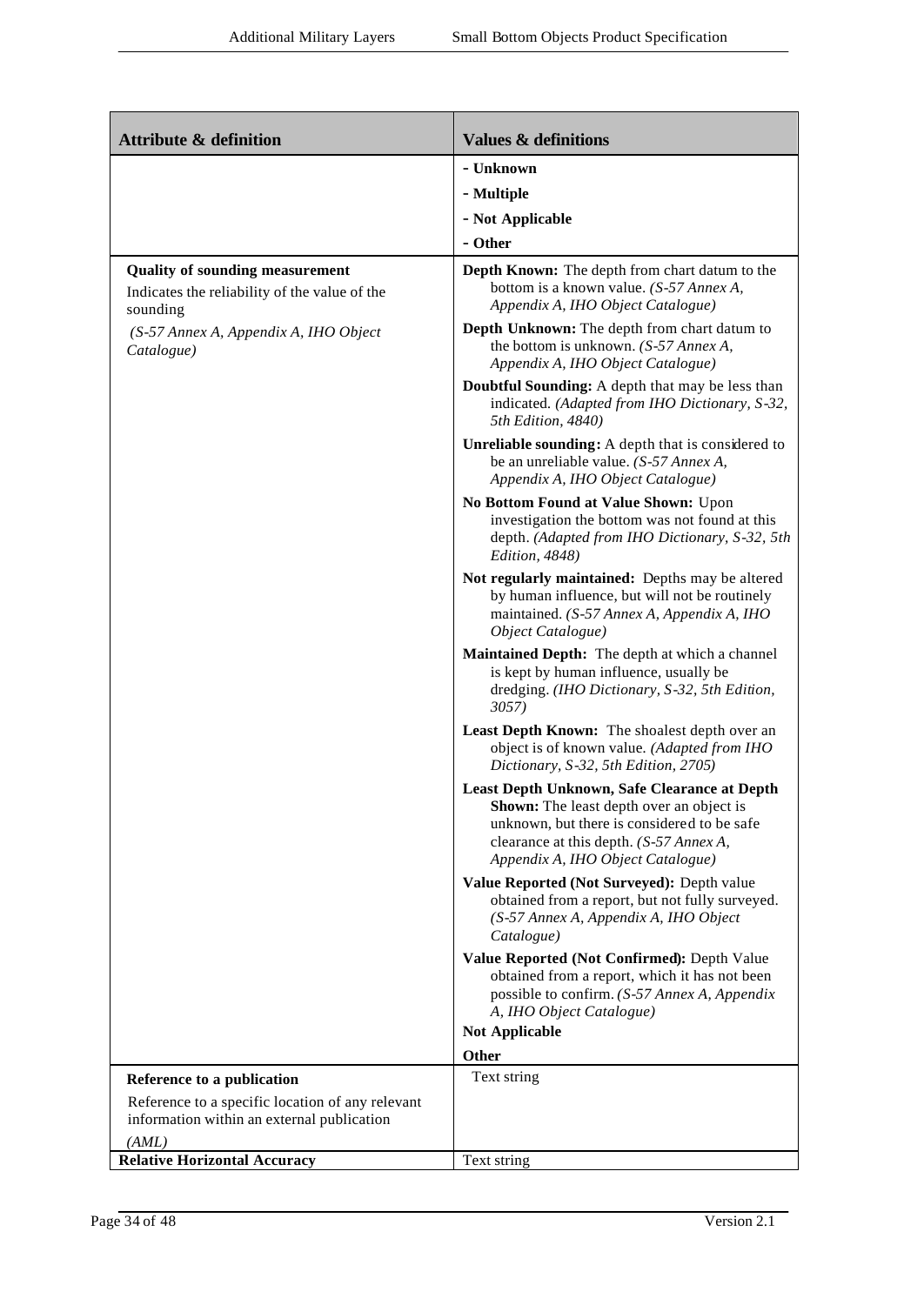| Attribute & definition | Values & definitions |
|---|---|
| | - **Unknown**<br>- **Multiple**<br>- **Not Applicable**<br>- **Other** |
| **Quality of sounding measurement**<br>Indicates the reliability of the value of the sounding<br>*(S-57 Annex A, Appendix A, IHO Object Catalogue)* | **Depth Known:** The depth from chart datum to the bottom is a known value. *(S-57 Annex A, Appendix A, IHO Object Catalogue)*<br>**Depth Unknown:** The depth from chart datum to the bottom is unknown. *(S-57 Annex A, Appendix A, IHO Object Catalogue)*<br>**Doubtful Sounding:** A depth that may be less than indicated. *(Adapted from IHO Dictionary, S-32, 5th Edition, 4840)*<br>**Unreliable sounding:** A depth that is considered to be an unreliable value. *(S-57 Annex A, Appendix A, IHO Object Catalogue)*<br>**No Bottom Found at Value Shown:** Upon investigation the bottom was not found at this depth. *(Adapted from IHO Dictionary, S-32, 5th Edition, 4848)*<br>**Not regularly maintained:** Depths may be altered by human influence, but will not be routinely maintained. *(S-57 Annex A, Appendix A, IHO Object Catalogue)*<br>**Maintained Depth:** The depth at which a channel is kept by human influence, usually be dredging. *(IHO Dictionary, S-32, 5th Edition, 3057)*<br>**Least Depth Known:** The shoalest depth over an object is of known value. *(Adapted from IHO Dictionary, S-32, 5th Edition, 2705)*<br>**Least Depth Unknown, Safe Clearance at Depth Shown:** The least depth over an object is unknown, but there is considered to be safe clearance at this depth. *(S-57 Annex A, Appendix A, IHO Object Catalogue)*<br>**Value Reported (Not Surveyed):** Depth value obtained from a report, but not fully surveyed. *(S-57 Annex A, Appendix A, IHO Object Catalogue)*<br>**Value Reported (Not Confirmed):** Depth Value obtained from a report, which it has not been possible to confirm. *(S-57 Annex A, Appendix A, IHO Object Catalogue)*<br>**Not Applicable**<br>**Other** |
| **Reference to a publication**<br>Reference to a specific location of any relevant information within an external publication<br>*(AML)* | Text string |
| **Relative Horizontal Accuracy** | Text string |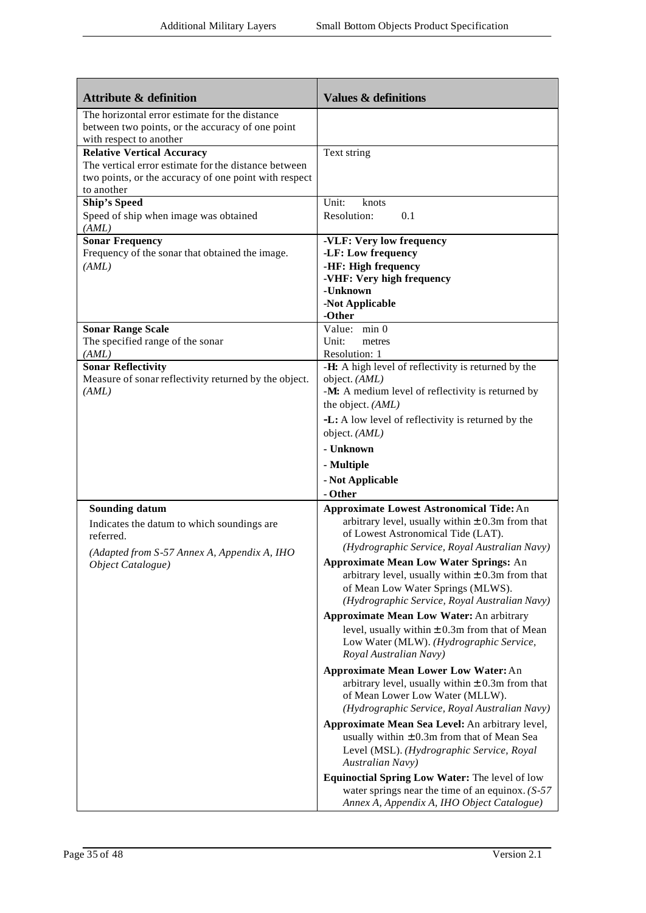| Attribute & definition | Values & definitions |
|---|---|
| The horizontal error estimate for the distance between two points, or the accuracy of one point with respect to another | |
| **Relative Vertical Accuracy**<br>The vertical error estimate for the distance between two points, or the accuracy of one point with respect to another | Text string |
| **Ship's Speed**<br>Speed of ship when image was obtained<br>*(AML)* | Unit: knots<br>Resolution: 0.1 |
| **Sonar Frequency**<br>Frequency of the sonar that obtained the image.<br>*(AML)* | **-VLF: Very low frequency**<br>**-LF: Low frequency**<br>**-HF: High frequency**<br>**-VHF: Very high frequency**<br>**-Unknown**<br>**-Not Applicable**<br>**-Other** |
| **Sonar Range Scale**<br>The specified range of the sonar<br>*(AML)* | Value: min 0<br>Unit: metres<br>Resolution: 1 |
| **Sonar Reflectivity**<br>Measure of sonar reflectivity returned by the object.<br>*(AML)* | -**H:** A high level of reflectivity is returned by the object. *(AML)*<br>-**M:** A medium level of reflectivity is returned by the object. *(AML)*<br>**-L:** A low level of reflectivity is returned by the object. *(AML)*<br>**- Unknown**<br>**- Multiple**<br>**- Not Applicable**<br>**- Other** |
| **Sounding datum**<br>Indicates the datum to which soundings are referred.<br>*(Adapted from S-57 Annex A, Appendix A, IHO Object Catalogue)* | **Approximate Lowest Astronomical Tide:** An arbitrary level, usually within ± 0.3m from that of Lowest Astronomical Tide (LAT). *(Hydrographic Service, Royal Australian Navy)*<br>**Approximate Mean Low Water Springs:** An arbitrary level, usually within ± 0.3m from that of Mean Low Water Springs (MLWS). *(Hydrographic Service, Royal Australian Navy)*<br>**Approximate Mean Low Water:** An arbitrary level, usually within ± 0.3m from that of Mean Low Water (MLW). *(Hydrographic Service, Royal Australian Navy)*<br>**Approximate Mean Lower Low Water:** An arbitrary level, usually within ± 0.3m from that of Mean Lower Low Water (MLLW). *(Hydrographic Service, Royal Australian Navy)*<br>**Approximate Mean Sea Level:** An arbitrary level, usually within ± 0.3m from that of Mean Sea Level (MSL). *(Hydrographic Service, Royal Australian Navy)*<br>**Equinoctial Spring Low Water:** The level of low water springs near the time of an equinox. *(S-57 Annex A, Appendix A, IHO Object Catalogue)* |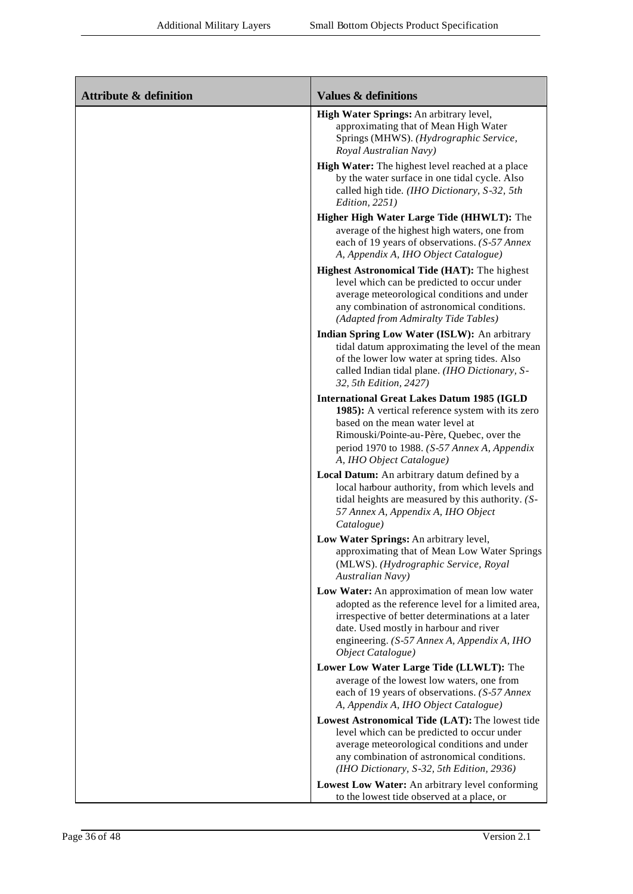| Attribute & definition | Values & definitions |
|---|---|
| | **High Water Springs:** An arbitrary level, approximating that of Mean High Water Springs (MHWS). *(Hydrographic Service, Royal Australian Navy)* |
| | **High Water:** The highest level reached at a place by the water surface in one tidal cycle. Also called high tide. *(IHO Dictionary, S-32, 5th Edition, 2251)* |
| | **Higher High Water Large Tide (HHWLT):** The average of the highest high waters, one from each of 19 years of observations. *(S-57 Annex A, Appendix A, IHO Object Catalogue)* |
| | **Highest Astronomical Tide (HAT):** The highest level which can be predicted to occur under average meteorological conditions and under any combination of astronomical conditions. *(Adapted from Admiralty Tide Tables)* |
| | **Indian Spring Low Water (ISLW):** An arbitrary tidal datum approximating the level of the mean of the lower low water at spring tides. Also called Indian tidal plane. *(IHO Dictionary, S-32, 5th Edition, 2427)* |
| | **International Great Lakes Datum 1985 (IGLD 1985):** A vertical reference system with its zero based on the mean water level at Rimouski/Pointe-au-Père, Quebec, over the period 1970 to 1988. *(S-57 Annex A, Appendix A, IHO Object Catalogue)* |
| | **Local Datum:** An arbitrary datum defined by a local harbour authority, from which levels and tidal heights are measured by this authority. *(S-57 Annex A, Appendix A, IHO Object Catalogue)* |
| | **Low Water Springs:** An arbitrary level, approximating that of Mean Low Water Springs (MLWS). *(Hydrographic Service, Royal Australian Navy)* |
| | **Low Water:** An approximation of mean low water adopted as the reference level for a limited area, irrespective of better determinations at a later date. Used mostly in harbour and river engineering. *(S-57 Annex A, Appendix A, IHO Object Catalogue)* |
| | **Lower Low Water Large Tide (LLWLT):** The average of the lowest low waters, one from each of 19 years of observations. *(S-57 Annex A, Appendix A, IHO Object Catalogue)* |
| | **Lowest Astronomical Tide (LAT):** The lowest tide level which can be predicted to occur under average meteorological conditions and under any combination of astronomical conditions. *(IHO Dictionary, S-32, 5th Edition, 2936)* |
| | **Lowest Low Water:** An arbitrary level conforming to the lowest tide observed at a place, or |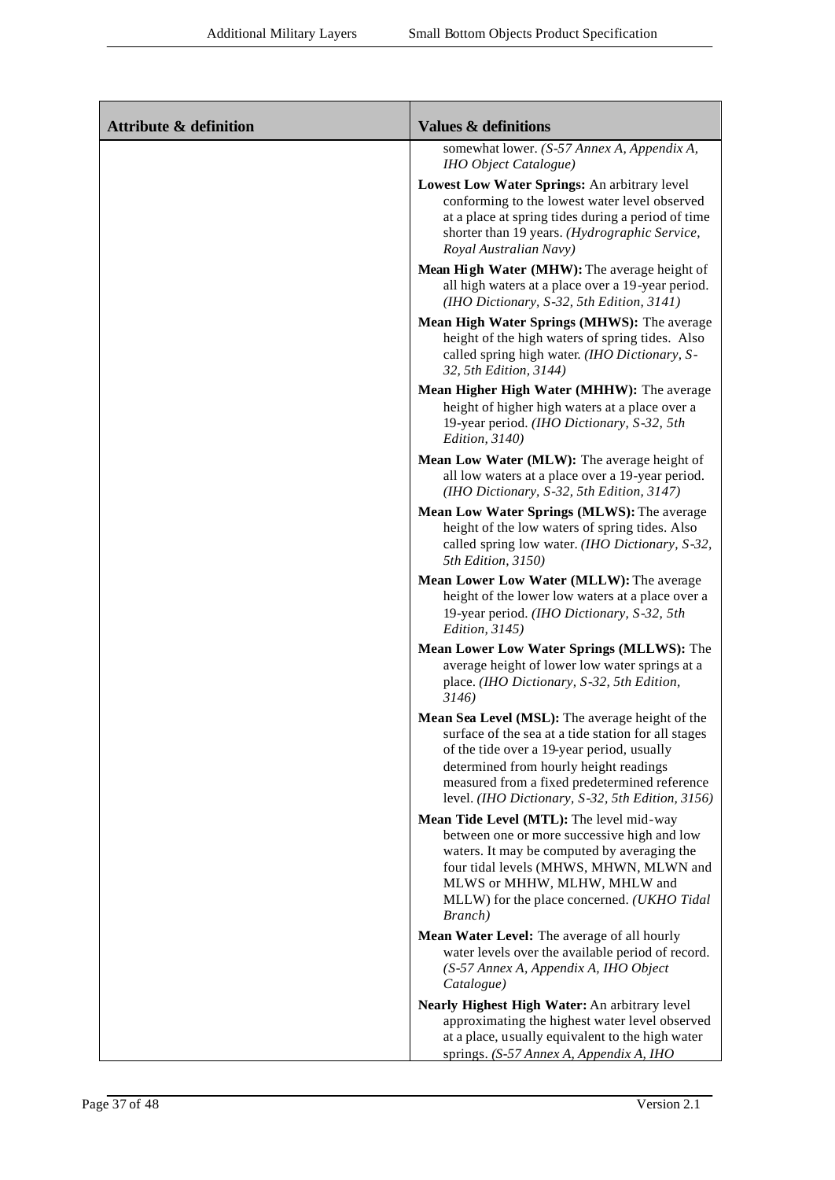| Attribute & definition | Values & definitions |
|---|---|
| | somewhat lower. *(S-57 Annex A, Appendix A, IHO Object Catalogue)* |
| | **Lowest Low Water Springs:** An arbitrary level conforming to the lowest water level observed at a place at spring tides during a period of time shorter than 19 years. *(Hydrographic Service, Royal Australian Navy)* |
| | **Mean High Water (MHW):** The average height of all high waters at a place over a 19-year period. *(IHO Dictionary, S-32, 5th Edition, 3141)* |
| | **Mean High Water Springs (MHWS):** The average height of the high waters of spring tides. Also called spring high water. *(IHO Dictionary, S-32, 5th Edition, 3144)* |
| | **Mean Higher High Water (MHHW):** The average height of higher high waters at a place over a 19-year period. *(IHO Dictionary, S-32, 5th Edition, 3140)* |
| | **Mean Low Water (MLW):** The average height of all low waters at a place over a 19-year period. *(IHO Dictionary, S-32, 5th Edition, 3147)* |
| | **Mean Low Water Springs (MLWS):** The average height of the low waters of spring tides. Also called spring low water. *(IHO Dictionary, S-32, 5th Edition, 3150)* |
| | **Mean Lower Low Water (MLLW):** The average height of the lower low waters at a place over a 19-year period. *(IHO Dictionary, S-32, 5th Edition, 3145)* |
| | **Mean Lower Low Water Springs (MLLWS):** The average height of lower low water springs at a place. *(IHO Dictionary, S-32, 5th Edition, 3146)* |
| | **Mean Sea Level (MSL):** The average height of the surface of the sea at a tide station for all stages of the tide over a 19-year period, usually determined from hourly height readings measured from a fixed predetermined reference level. *(IHO Dictionary, S-32, 5th Edition, 3156)* |
| | **Mean Tide Level (MTL):** The level mid-way between one or more successive high and low waters. It may be computed by averaging the four tidal levels (MHWS, MHWN, MLWN and MLWS or MHHW, MLHW, MHLW and MLLW) for the place concerned. *(UKHO Tidal Branch)* |
| | **Mean Water Level:** The average of all hourly water levels over the available period of record. *(S-57 Annex A, Appendix A, IHO Object Catalogue)* |
| | **Nearly Highest High Water:** An arbitrary level approximating the highest water level observed at a place, usually equivalent to the high water springs. *(S-57 Annex A, Appendix A, IHO* |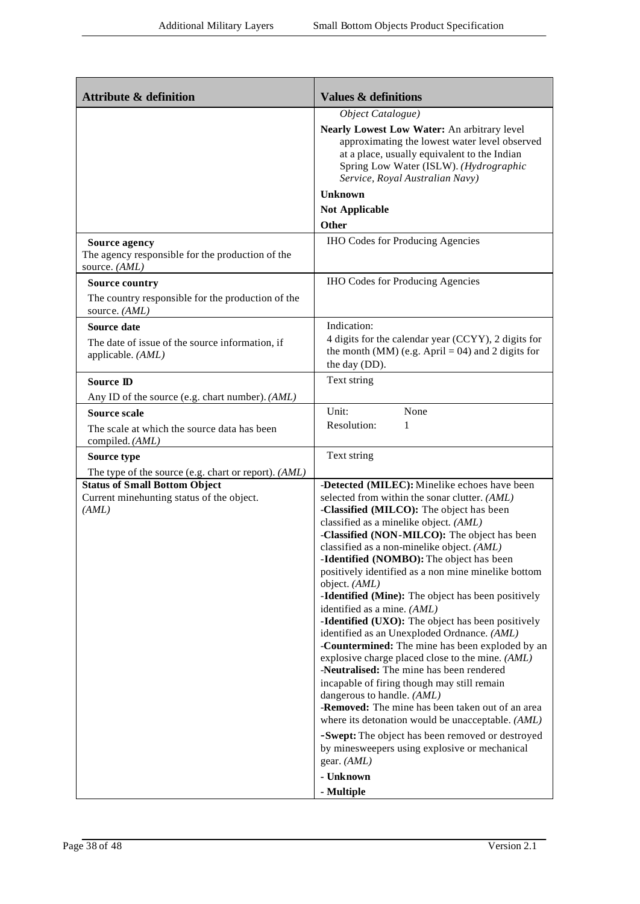| Attribute & definition | Values & definitions |
|---|---|
| | *Object Catalogue)*<br>**Nearly Lowest Low Water:** An arbitrary level approximating the lowest water level observed at a place, usually equivalent to the Indian Spring Low Water (ISLW). *(Hydrographic Service, Royal Australian Navy)*<br>**Unknown**<br>**Not Applicable**<br>**Other** |
| **Source agency**<br>The agency responsible for the production of the source. *(AML)* | IHO Codes for Producing Agencies |
| **Source country**<br>The country responsible for the production of the source. *(AML)* | IHO Codes for Producing Agencies |
| **Source date**<br>The date of issue of the source information, if applicable. *(AML)* | Indication:<br>4 digits for the calendar year (CCYY), 2 digits for the month (MM) (e.g. April = 04) and 2 digits for the day (DD). |
| **Source ID**<br>Any ID of the source (e.g. chart number). *(AML)* | Text string |
| **Source scale**<br>The scale at which the source data has been compiled. *(AML)* | Unit: None<br>Resolution: 1 |
| **Source type**<br>The type of the source (e.g. chart or report). *(AML)* | Text string |
| **Status of Small Bottom Object**<br>Current minehunting status of the object. *(AML)* | -**Detected (MILEC):** Minelike echoes have been selected from within the sonar clutter. *(AML)*<br>-**Classified (MILCO):** The object has been classified as a minelike object. *(AML)*<br>-**Classified (NON-MILCO):** The object has been classified as a non-minelike object. *(AML)*<br>-**Identified (NOMBO):** The object has been positively identified as a non mine minelike bottom object. *(AML)*<br>-**Identified (Mine):** The object has been positively identified as a mine. *(AML)*<br>-**Identified (UXO):** The object has been positively identified as an Unexploded Ordnance. *(AML)*<br>-**Countermined:** The mine has been exploded by an explosive charge placed close to the mine. *(AML)*<br>-**Neutralised:** The mine has been rendered incapable of firing though may still remain dangerous to handle. *(AML)*<br>-**Removed:** The mine has been taken out of an area where its detonation would be unacceptable. *(AML)*<br>-**Swept:** The object has been removed or destroyed by minesweepers using explosive or mechanical gear. *(AML)*<br>**- Unknown**<br>**- Multiple** |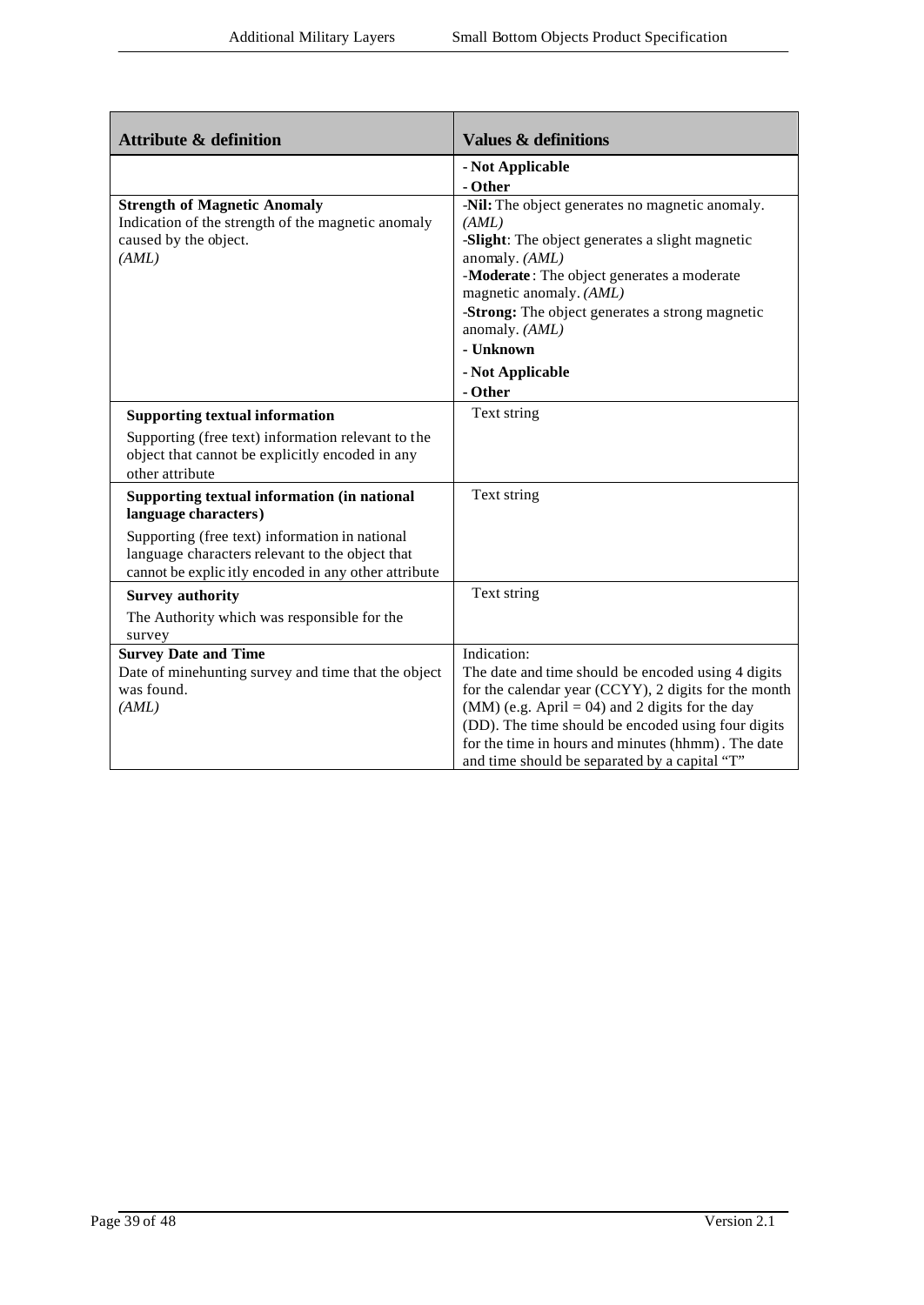| Attribute & definition | Values & definitions |
|---|---|
| | **- Not Applicable**<br>**- Other** |
| **Strength of Magnetic Anomaly**<br>Indication of the strength of the magnetic anomaly caused by the object.<br>*(AML)* | -**Nil:** The object generates no magnetic anomaly. *(AML)*<br>-**Slight**: The object generates a slight magnetic anomaly. *(AML)*<br>-**Moderate** : The object generates a moderate magnetic anomaly. *(AML)*<br>-**Strong:** The object generates a strong magnetic anomaly. *(AML)*<br>**- Unknown**<br>**- Not Applicable**<br>**- Other** |
| **Supporting textual information**<br>Supporting (free text) information relevant to the object that cannot be explicitly encoded in any other attribute | Text string |
| **Supporting textual information (in national language characters)**<br>Supporting (free text) information in national language characters relevant to the object that cannot be explicitly encoded in any other attribute | Text string |
| **Survey authority**<br>The Authority which was responsible for the survey | Text string |
| **Survey Date and Time**<br>Date of minehunting survey and time that the object was found.<br>*(AML)* | Indication:<br>The date and time should be encoded using 4 digits for the calendar year (CCYY), 2 digits for the month (MM) (e.g. April = 04) and 2 digits for the day (DD). The time should be encoded using four digits for the time in hours and minutes (hhmm). The date and time should be separated by a capital "T" |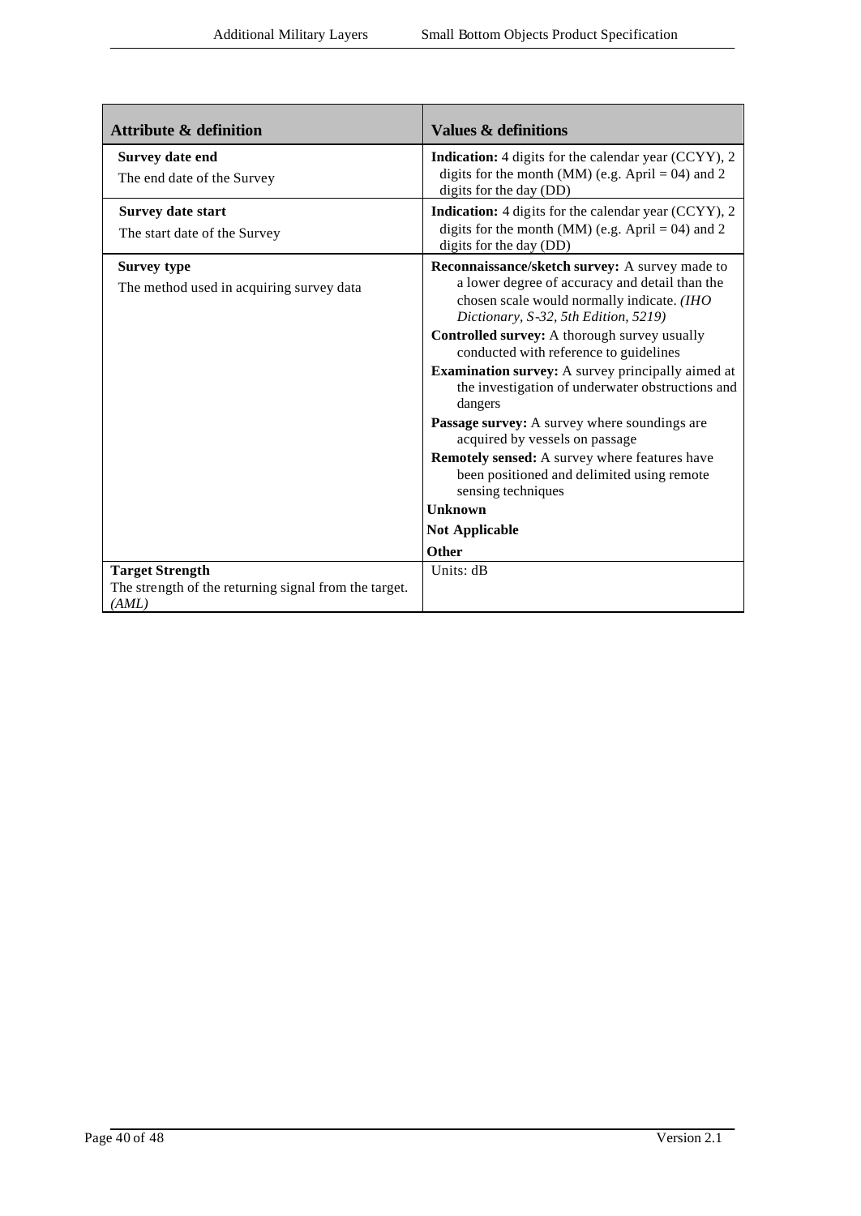| Attribute & definition | Values & definitions |
|---|---|
| **Survey date end**<br>The end date of the Survey | **Indication:** 4 digits for the calendar year (CCYY), 2 digits for the month (MM) (e.g. April = 04) and 2 digits for the day (DD) |
| **Survey date start**<br>The start date of the Survey | **Indication:** 4 digits for the calendar year (CCYY), 2 digits for the month (MM) (e.g. April = 04) and 2 digits for the day (DD) |
| **Survey type**<br>The method used in acquiring survey data | **Reconnaissance/sketch survey:** A survey made to a lower degree of accuracy and detail than the chosen scale would normally indicate. *(IHO Dictionary, S-32, 5th Edition, 5219)*<br>**Controlled survey:** A thorough survey usually conducted with reference to guidelines<br>**Examination survey:** A survey principally aimed at the investigation of underwater obstructions and dangers<br>**Passage survey:** A survey where soundings are acquired by vessels on passage<br>**Remotely sensed:** A survey where features have been positioned and delimited using remote sensing techniques<br>**Unknown**<br>**Not Applicable**<br>**Other** |
| **Target Strength**<br>The strength of the returning signal from the target. *(AML)* | Units: dB |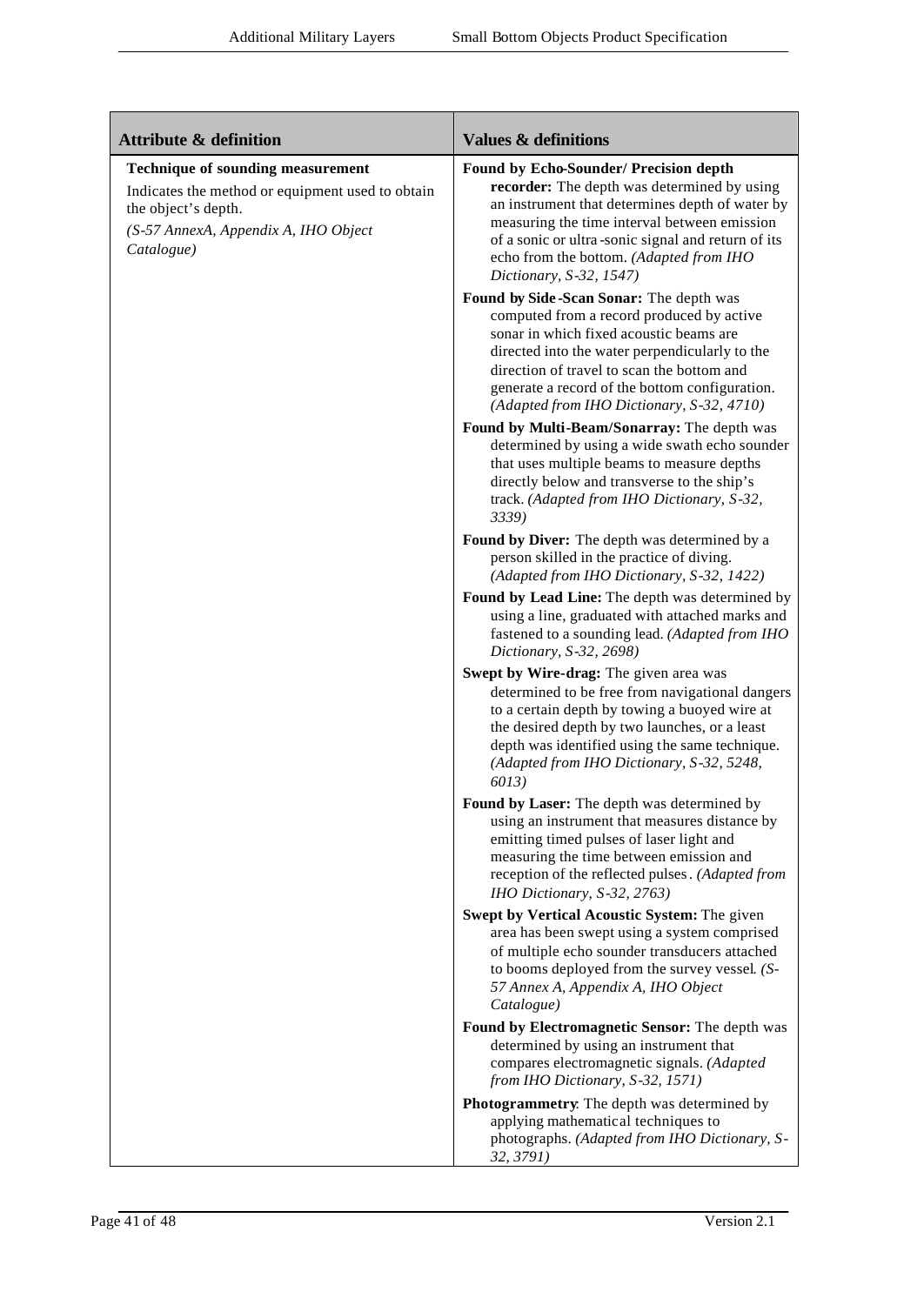| Attribute & definition | Values & definitions |
|---|---|
| **Technique of sounding measurement**<br>Indicates the method or equipment used to obtain the object's depth.<br>*(S-57 AnnexA, Appendix A, IHO Object Catalogue)* | **Found by Echo-Sounder/ Precision depth recorder:** The depth was determined by using an instrument that determines depth of water by measuring the time interval between emission of a sonic or ultra-sonic signal and return of its echo from the bottom. *(Adapted from IHO Dictionary, S-32, 1547)*<br><br>**Found by Side-Scan Sonar:** The depth was computed from a record produced by active sonar in which fixed acoustic beams are directed into the water perpendicularly to the direction of travel to scan the bottom and generate a record of the bottom configuration. *(Adapted from IHO Dictionary, S-32, 4710)*<br><br>**Found by Multi-Beam/Sonarray:** The depth was determined by using a wide swath echo sounder that uses multiple beams to measure depths directly below and transverse to the ship's track. *(Adapted from IHO Dictionary, S-32, 3339)*<br><br>**Found by Diver:** The depth was determined by a person skilled in the practice of diving. *(Adapted from IHO Dictionary, S-32, 1422)*<br><br>**Found by Lead Line:** The depth was determined by using a line, graduated with attached marks and fastened to a sounding lead. *(Adapted from IHO Dictionary, S-32, 2698)*<br><br>**Swept by Wire-drag:** The given area was determined to be free from navigational dangers to a certain depth by towing a buoyed wire at the desired depth by two launches, or a least depth was identified using the same technique. *(Adapted from IHO Dictionary, S-32, 5248, 6013)*<br><br>**Found by Laser:** The depth was determined by using an instrument that measures distance by emitting timed pulses of laser light and measuring the time between emission and reception of the reflected pulses. *(Adapted from IHO Dictionary, S-32, 2763)*<br><br>**Swept by Vertical Acoustic System:** The given area has been swept using a system comprised of multiple echo sounder transducers attached to booms deployed from the survey vessel. *(S-57 Annex A, Appendix A, IHO Object Catalogue)*<br><br>**Found by Electromagnetic Sensor:** The depth was determined by using an instrument that compares electromagnetic signals. *(Adapted from IHO Dictionary, S-32, 1571)*<br><br>**Photogrammetry**: The depth was determined by applying mathematical techniques to photographs. *(Adapted from IHO Dictionary, S-32, 3791)* |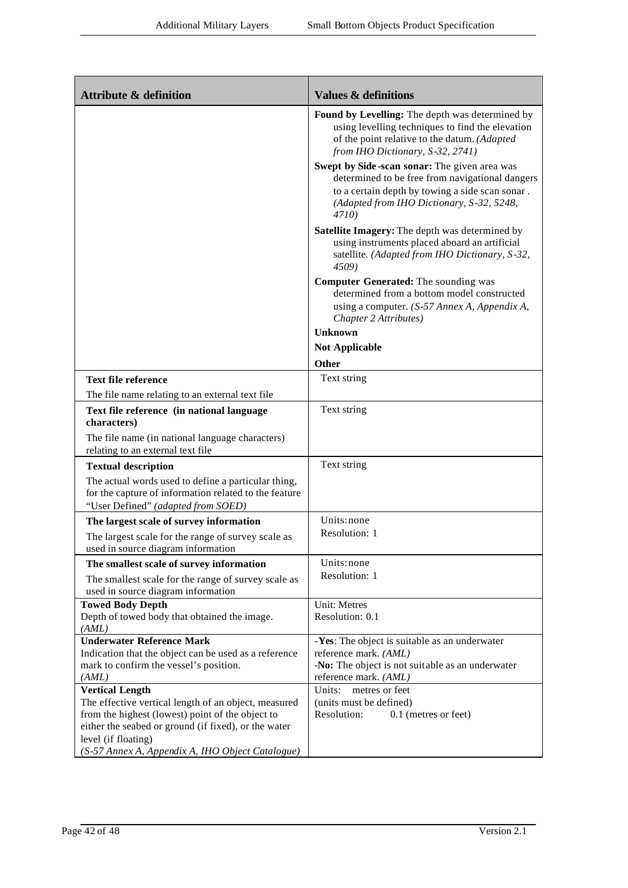| Attribute & definition | Values & definitions |
| --- | --- |
| | **Found by Levelling:** The depth was determined by using levelling techniques to find the elevation of the point relative to the datum. *(Adapted from IHO Dictionary, S-32, 2741)*<br>**Swept by Side-scan sonar:** The given area was determined to be free from navigational dangers to a certain depth by towing a side scan sonar . *(Adapted from IHO Dictionary, S-32, 5248, 4710)*<br>**Satellite Imagery:** The depth was determined by using instruments placed aboard an artificial satellite. *(Adapted from IHO Dictionary, S-32, 4509)*<br>**Computer Generated:** The sounding was determined from a bottom model constructed using a computer. *(S-57 Annex A, Appendix A, Chapter 2 Attributes)*<br>**Unknown**<br>**Not Applicable**<br>**Other** |
| **Text file reference**<br>The file name relating to an external text file | Text string |
| **Text file reference (in national language characters)**<br>The file name (in national language characters) relating to an external text file | Text string |
| **Textual description**<br>The actual words used to define a particular thing, for the capture of information related to the feature "User Defined" *(adapted from SOED)* | Text string |
| **The largest scale of survey information**<br>The largest scale for the range of survey scale as used in source diagram information | Units: none<br>Resolution: 1 |
| **The smallest scale of survey information**<br>The smallest scale for the range of survey scale as used in source diagram information | Units: none<br>Resolution: 1 |
| **Towed Body Depth**<br>Depth of towed body that obtained the image. *(AML)* | Unit: Metres<br>Resolution: 0.1 |
| **Underwater Reference Mark**<br>Indication that the object can be used as a reference mark to confirm the vessel's position. *(AML)* | -**Yes**: The object is suitable as an underwater reference mark. *(AML)*<br>-**No:** The object is not suitable as an underwater reference mark. *(AML)* |
| **Vertical Length**<br>The effective vertical length of an object, measured from the highest (lowest) point of the object to either the seabed or ground (if fixed), or the water level (if floating)<br>*(S-57 Annex A, Appendix A, IHO Object Catalogue)* | Units: metres or feet<br>(units must be defined)<br>Resolution: 0.1 (metres or feet) |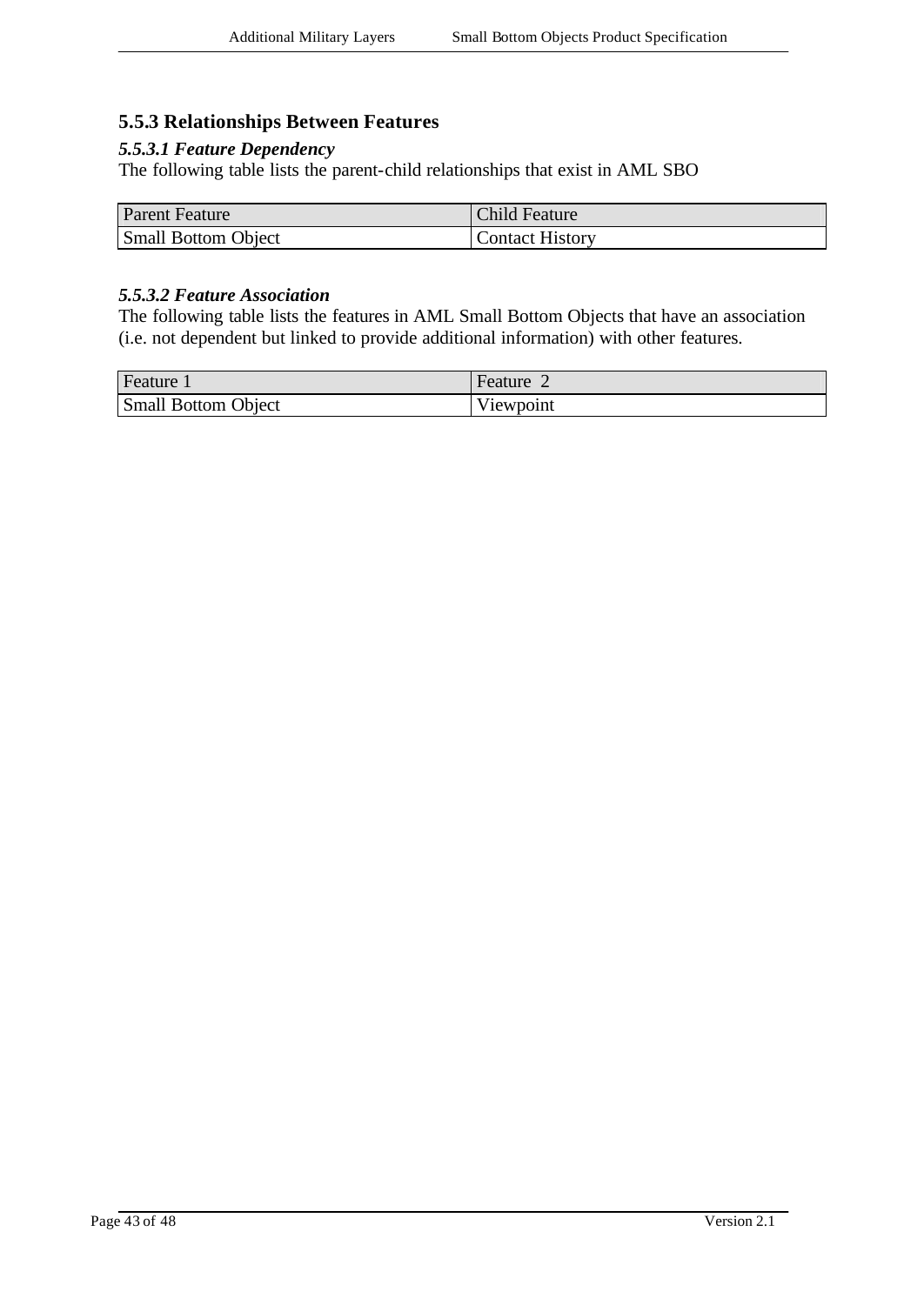### 5.5.3 Relationships Between Features

#### *5.5.3.1 Feature Dependency*

The following table lists the parent-child relationships that exist in AML SBO

| Parent Feature | Child Feature |
| --- | --- |
| Small Bottom Object | Contact History |

#### *5.5.3.2 Feature Association*

The following table lists the features in AML Small Bottom Objects that have an association (i.e. not dependent but linked to provide additional information) with other features.

| Feature 1 | Feature 2 |
| --- | --- |
| Small Bottom Object | Viewpoint |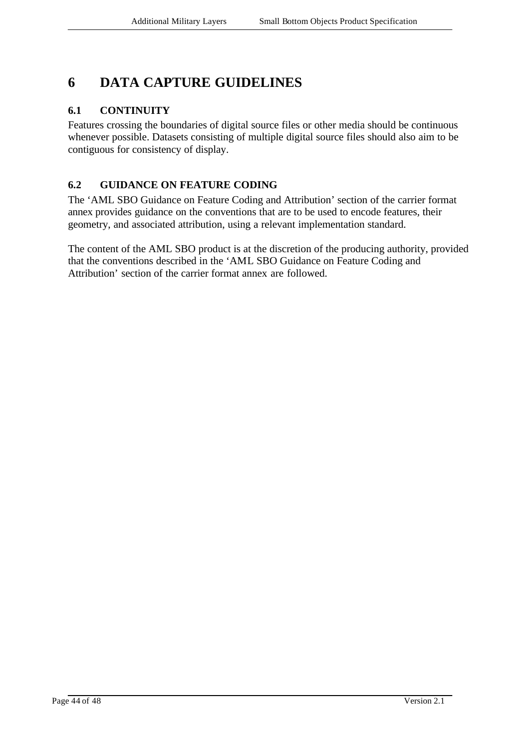# 6 DATA CAPTURE GUIDELINES

## 6.1 CONTINUITY

Features crossing the boundaries of digital source files or other media should be continuous whenever possible. Datasets consisting of multiple digital source files should also aim to be contiguous for consistency of display.

## 6.2 GUIDANCE ON FEATURE CODING

The 'AML SBO Guidance on Feature Coding and Attribution' section of the carrier format annex provides guidance on the conventions that are to be used to encode features, their geometry, and associated attribution, using a relevant implementation standard.

The content of the AML SBO product is at the discretion of the producing authority, provided that the conventions described in the 'AML SBO Guidance on Feature Coding and Attribution' section of the carrier format annex are followed.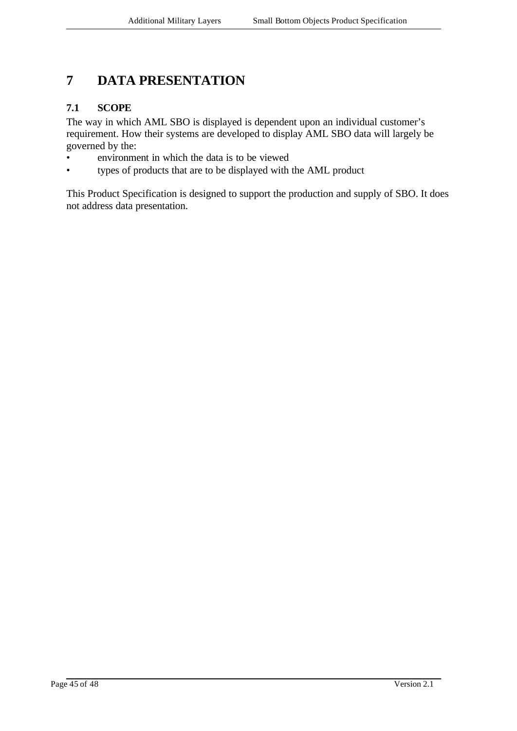# 7 DATA PRESENTATION

## 7.1 SCOPE

The way in which AML SBO is displayed is dependent upon an individual customer's requirement. How their systems are developed to display AML SBO data will largely be governed by the:

- environment in which the data is to be viewed
- types of products that are to be displayed with the AML product

This Product Specification is designed to support the production and supply of SBO. It does not address data presentation.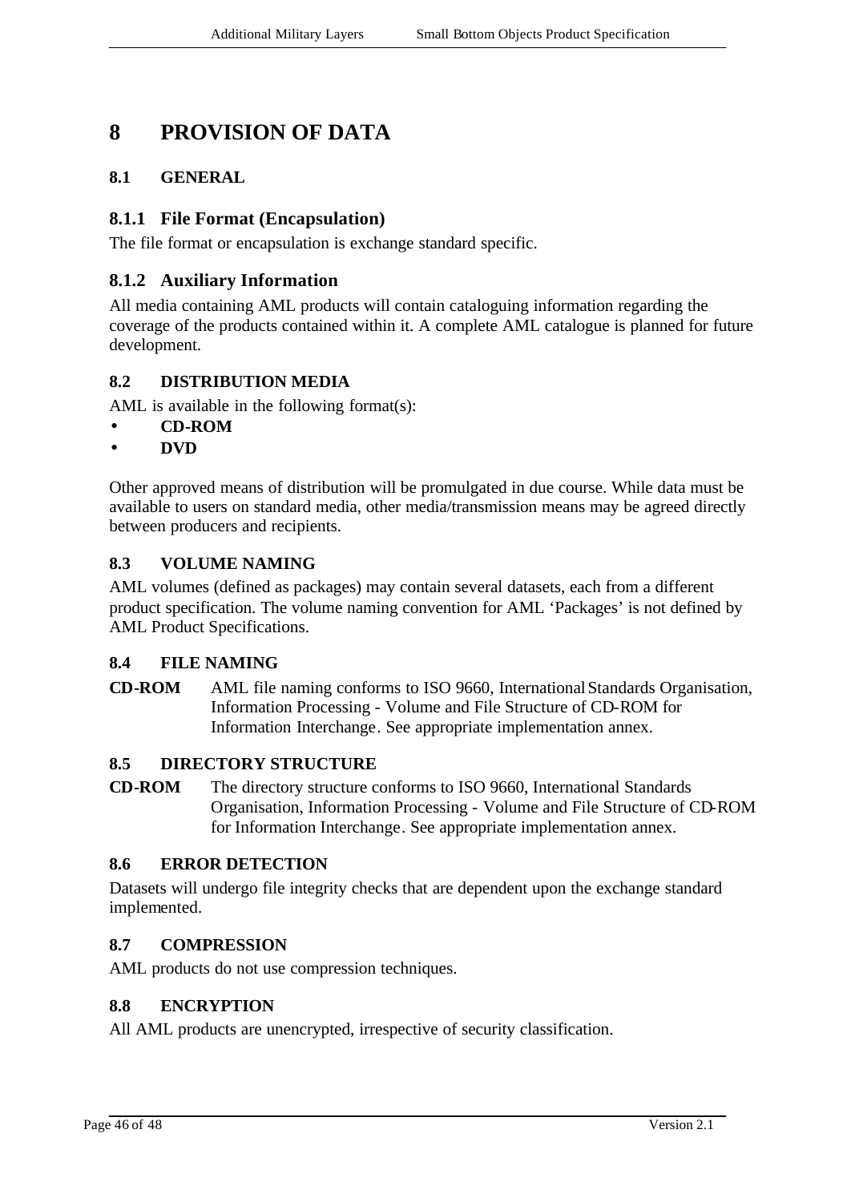# 8 PROVISION OF DATA

## 8.1 GENERAL

### 8.1.1 File Format (Encapsulation)

The file format or encapsulation is exchange standard specific.

### 8.1.2 Auxiliary Information

All media containing AML products will contain cataloguing information regarding the coverage of the products contained within it. A complete AML catalogue is planned for future development.

## 8.2 DISTRIBUTION MEDIA

AML is available in the following format(s):

- **CD-ROM**
- **DVD**

Other approved means of distribution will be promulgated in due course. While data must be available to users on standard media, other media/transmission means may be agreed directly between producers and recipients.

## 8.3 VOLUME NAMING

AML volumes (defined as packages) may contain several datasets, each from a different product specification. The volume naming convention for AML 'Packages' is not defined by AML Product Specifications.

## 8.4 FILE NAMING

**CD-ROM** AML file naming conforms to ISO 9660, International Standards Organisation, Information Processing - Volume and File Structure of CD-ROM for Information Interchange. See appropriate implementation annex.

## 8.5 DIRECTORY STRUCTURE

**CD-ROM** The directory structure conforms to ISO 9660, International Standards Organisation, Information Processing - Volume and File Structure of CD-ROM for Information Interchange. See appropriate implementation annex.

## 8.6 ERROR DETECTION

Datasets will undergo file integrity checks that are dependent upon the exchange standard implemented.

## 8.7 COMPRESSION

AML products do not use compression techniques.

## 8.8 ENCRYPTION

All AML products are unencrypted, irrespective of security classification.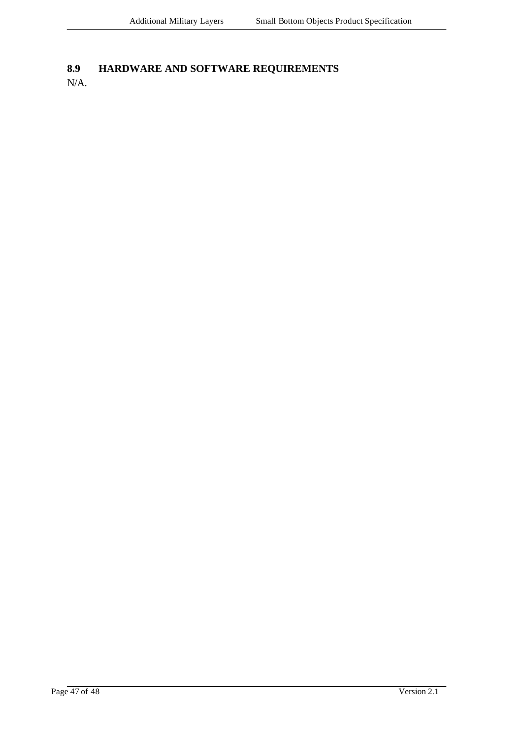## 8.9 HARDWARE AND SOFTWARE REQUIREMENTS

N/A.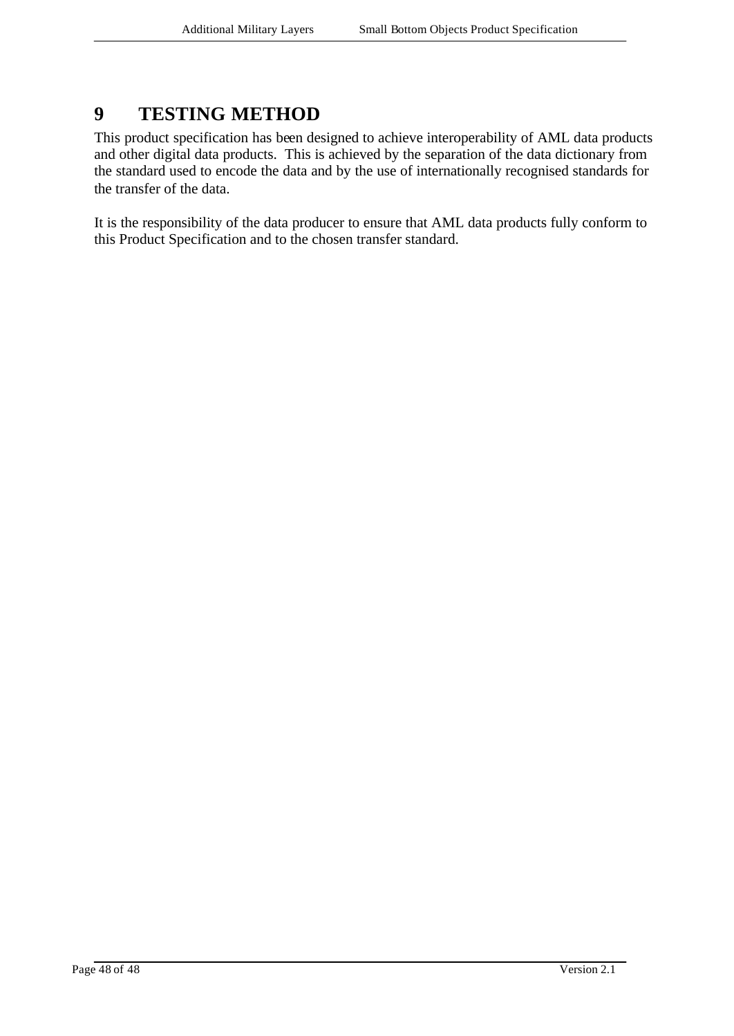# 9 TESTING METHOD

This product specification has been designed to achieve interoperability of AML data products and other digital data products. This is achieved by the separation of the data dictionary from the standard used to encode the data and by the use of internationally recognised standards for the transfer of the data.

It is the responsibility of the data producer to ensure that AML data products fully conform to this Product Specification and to the chosen transfer standard.